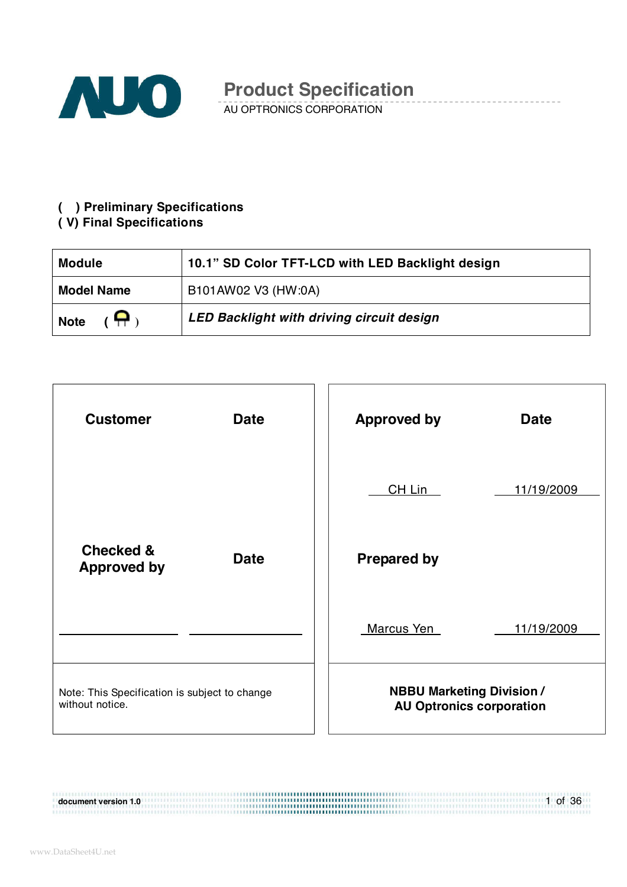# Product Specification

AU OPTRONICS CORPORATION

( ) Preliminary Specifications
( V) Final Specifications

| Module | 10.1" SD Color TFT-LCD with LED Backlight design |
|---|---|
| Model Name | B101AW02 V3 (HW:0A) |
| Note ( ) | ***LED Backlight with driving circuit design*** |

| Customer | Date | Approved by | Date |
|---|---|---|---|
| | | CH Lin | 11/19/2009 |
| **Checked & Approved by** | **Date** | **Prepared by** | |
| | | Marcus Yen | 11/19/2009 |
| Note: This Specification is subject to change without notice. | | **NBBU Marketing Division / AU Optronics corporation** | |

document version 1.0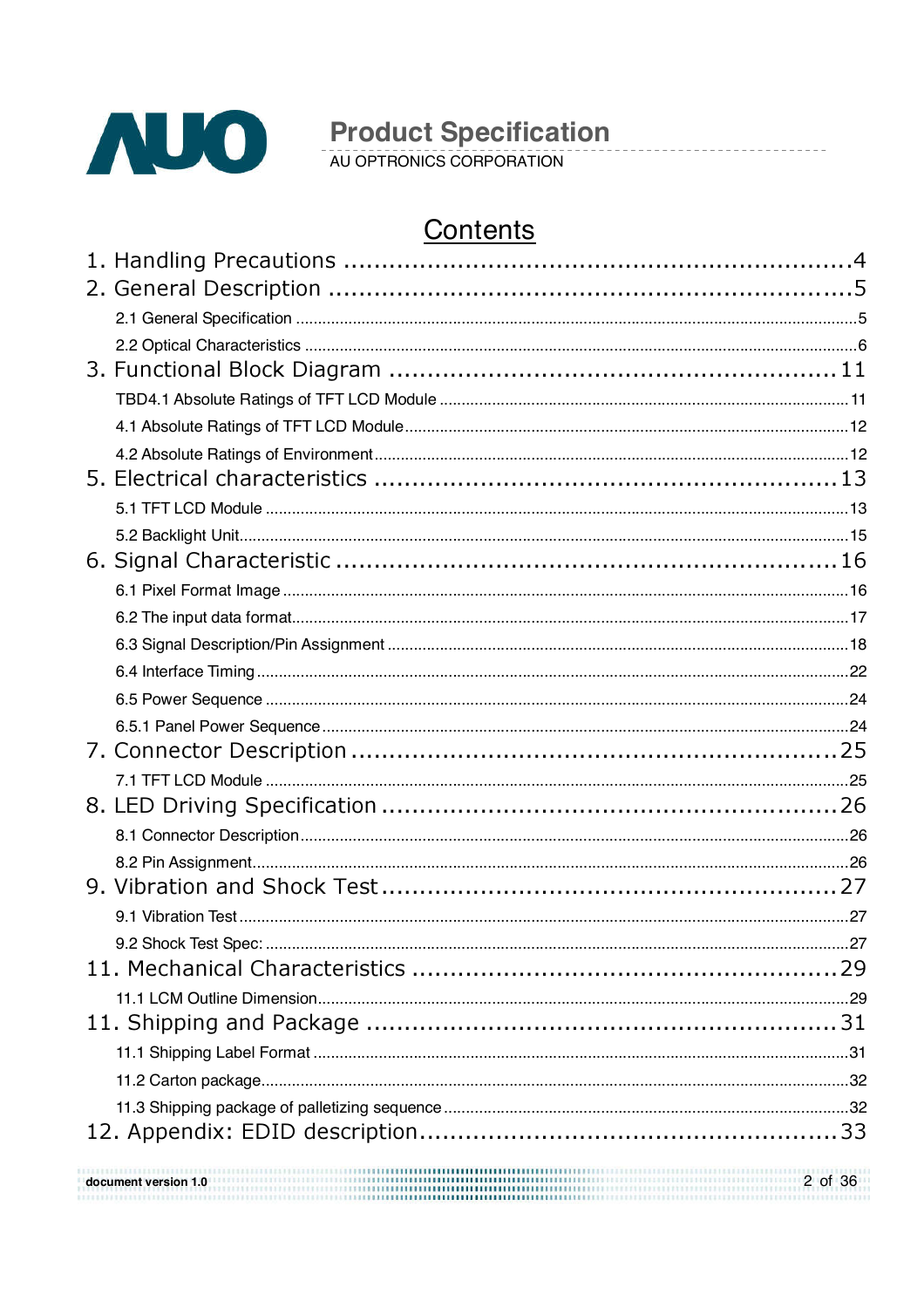# Contents

1. Handling Precautions ....................................................................4
2. General Description ....................................................................5
   - 2.1 General Specification ....................................................................5
   - 2.2 Optical Characteristics ....................................................................6
3. Functional Block Diagram ....................................................................11
   - TBD4.1 Absolute Ratings of TFT LCD Module ....................................................................11
   - 4.1 Absolute Ratings of TFT LCD Module ....................................................................12
   - 4.2 Absolute Ratings of Environment ....................................................................12
5. Electrical characteristics ....................................................................13
   - 5.1 TFT LCD Module ....................................................................13
   - 5.2 Backlight Unit ....................................................................15
6. Signal Characteristic ....................................................................16
   - 6.1 Pixel Format Image ....................................................................16
   - 6.2 The input data format ....................................................................17
   - 6.3 Signal Description/Pin Assignment ....................................................................18
   - 6.4 Interface Timing ....................................................................22
   - 6.5 Power Sequence ....................................................................24
   - 6.5.1 Panel Power Sequence ....................................................................24
7. Connector Description ....................................................................25
   - 7.1 TFT LCD Module ....................................................................25
8. LED Driving Specification ....................................................................26
   - 8.1 Connector Description ....................................................................26
   - 8.2 Pin Assignment ....................................................................26
9. Vibration and Shock Test ....................................................................27
   - 9.1 Vibration Test ....................................................................27
   - 9.2 Shock Test Spec: ....................................................................27
11. Mechanical Characteristics ....................................................................29
    - 11.1 LCM Outline Dimension ....................................................................29
11. Shipping and Package ....................................................................31
    - 11.1 Shipping Label Format ....................................................................31
    - 11.2 Carton package ....................................................................32
    - 11.3 Shipping package of palletizing sequence ....................................................................32
12. Appendix: EDID description ....................................................................33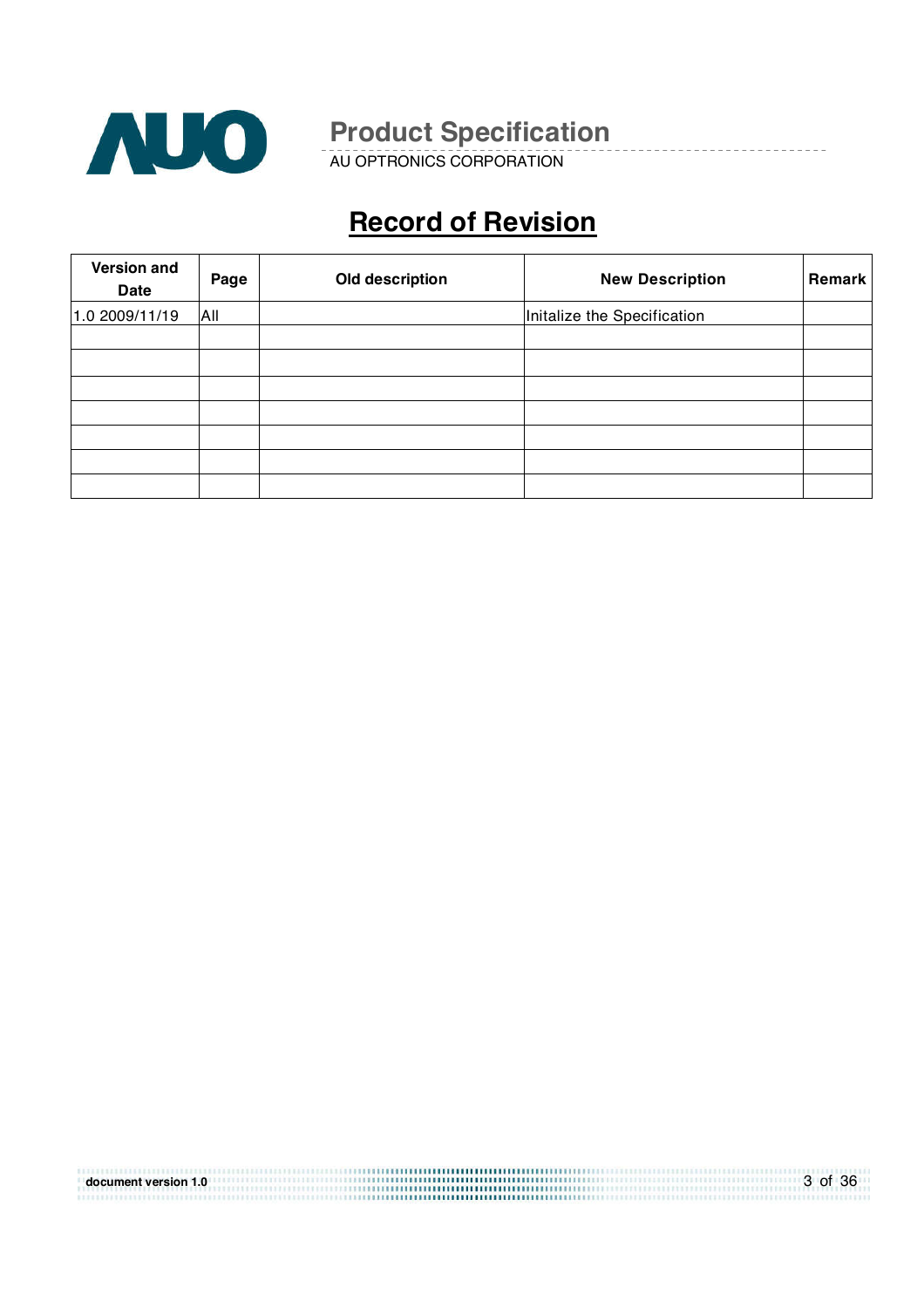# Record of Revision

| Version and Date | Page | Old description | New Description | Remark |
|---|---|---|---|---|
| 1.0 2009/11/19 | All | | Initalize the Specification | |
| | | | | |
| | | | | |
| | | | | |
| | | | | |
| | | | | |
| | | | | |
| | | | | |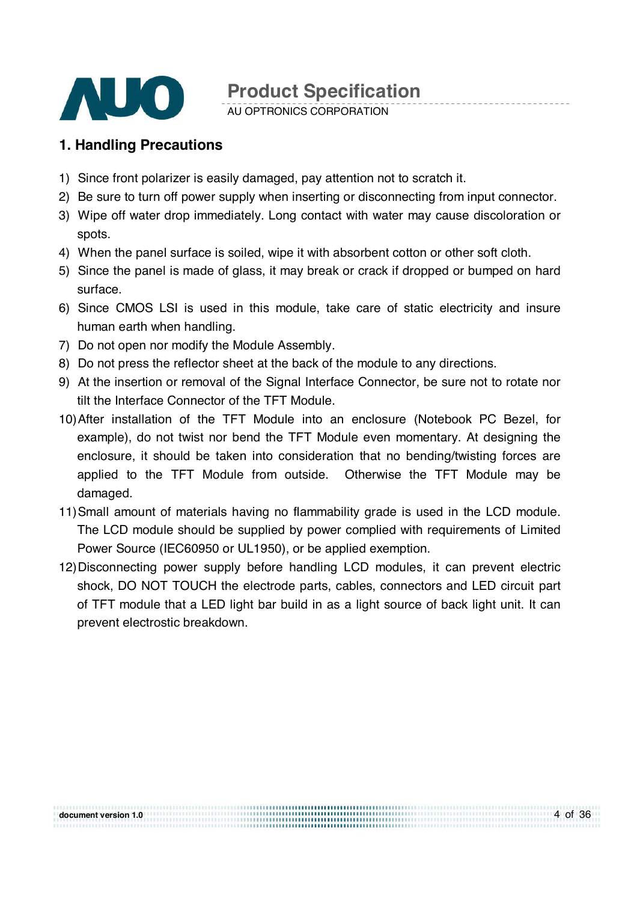## 1. Handling Precautions

1) Since front polarizer is easily damaged, pay attention not to scratch it.
2) Be sure to turn off power supply when inserting or disconnecting from input connector.
3) Wipe off water drop immediately. Long contact with water may cause discoloration or spots.
4) When the panel surface is soiled, wipe it with absorbent cotton or other soft cloth.
5) Since the panel is made of glass, it may break or crack if dropped or bumped on hard surface.
6) Since CMOS LSI is used in this module, take care of static electricity and insure human earth when handling.
7) Do not open nor modify the Module Assembly.
8) Do not press the reflector sheet at the back of the module to any directions.
9) At the insertion or removal of the Signal Interface Connector, be sure not to rotate nor tilt the Interface Connector of the TFT Module.
10) After installation of the TFT Module into an enclosure (Notebook PC Bezel, for example), do not twist nor bend the TFT Module even momentary. At designing the enclosure, it should be taken into consideration that no bending/twisting forces are applied to the TFT Module from outside. Otherwise the TFT Module may be damaged.
11) Small amount of materials having no flammability grade is used in the LCD module. The LCD module should be supplied by power complied with requirements of Limited Power Source (IEC60950 or UL1950), or be applied exemption.
12) Disconnecting power supply before handling LCD modules, it can prevent electric shock, DO NOT TOUCH the electrode parts, cables, connectors and LED circuit part of TFT module that a LED light bar build in as a light source of back light unit. It can prevent electrostic breakdown.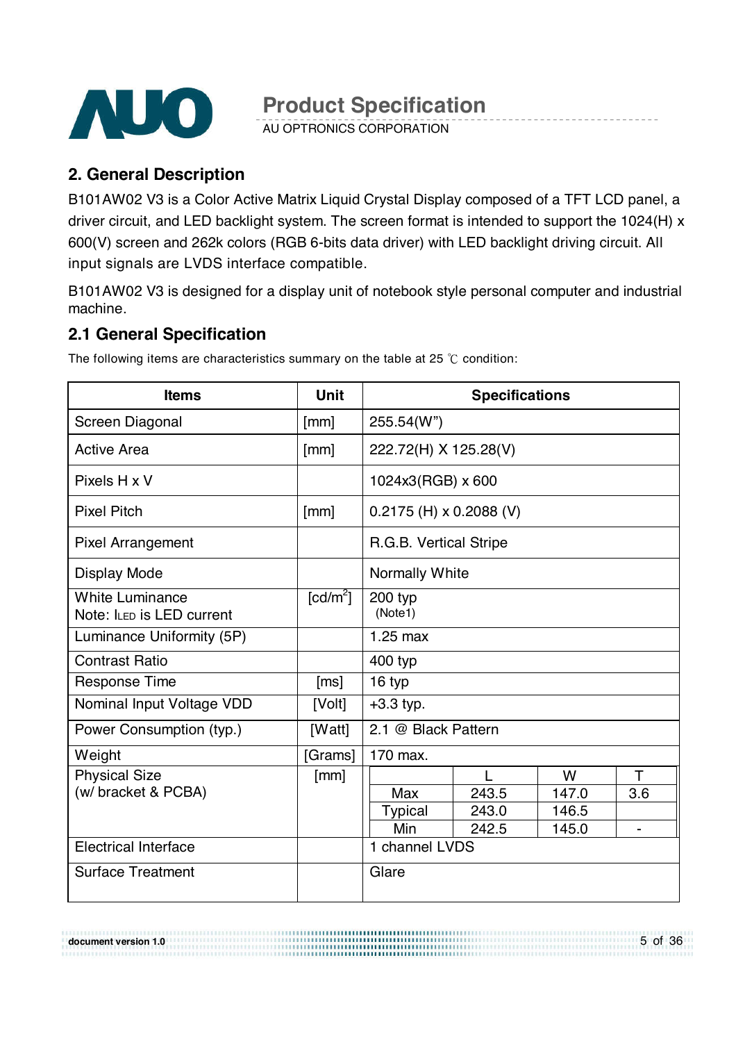## 2. General Description

B101AW02 V3 is a Color Active Matrix Liquid Crystal Display composed of a TFT LCD panel, a driver circuit, and LED backlight system. The screen format is intended to support the 1024(H) x 600(V) screen and 262k colors (RGB 6-bits data driver) with LED backlight driving circuit. All input signals are LVDS interface compatible.

B101AW02 V3 is designed for a display unit of notebook style personal computer and industrial machine.

### 2.1 General Specification

The following items are characteristics summary on the table at 25 ℃ condition:

| Items | Unit | Specifications | | | |
|---|---|---|---|---|---|
| Screen Diagonal | [mm] | 255.54(W") | | | |
| Active Area | [mm] | 222.72(H) X 125.28(V) | | | |
| Pixels H x V | | 1024x3(RGB) x 600 | | | |
| Pixel Pitch | [mm] | 0.2175 (H) x 0.2088 (V) | | | |
| Pixel Arrangement | | R.G.B. Vertical Stripe | | | |
| Display Mode | | Normally White | | | |
| White Luminance<br>Note: $I_{LED}$ is LED current | [cd/m²] | 200 typ<br>(Note1) | | | |
| Luminance Uniformity (5P) | | 1.25 max | | | |
| Contrast Ratio | | 400 typ | | | |
| Response Time | [ms] | 16 typ | | | |
| Nominal Input Voltage VDD | [Volt] | +3.3 typ. | | | |
| Power Consumption (typ.) | [Watt] | 2.1 @ Black Pattern | | | |
| Weight | [Grams] | 170 max. | | | |
| Physical Size<br>(w/ bracket & PCBA) | [mm] | | L | W | T |
| | | Max | 243.5 | 147.0 | 3.6 |
| | | Typical | 243.0 | 146.5 | |
| | | Min | 242.5 | 145.0 | - |
| Electrical Interface | | 1 channel LVDS | | | |
| Surface Treatment | | Glare | | | |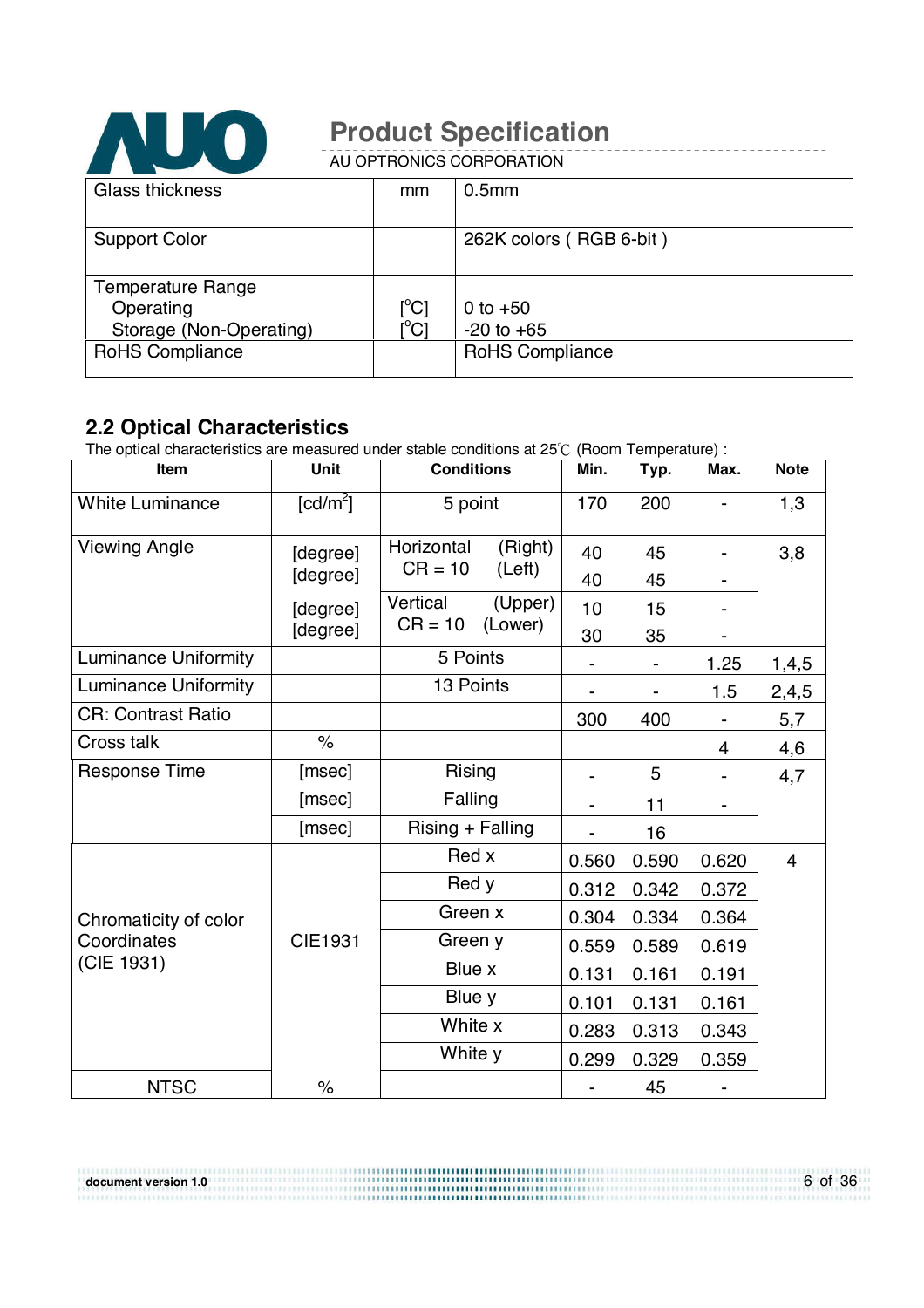| Glass thickness | mm | 0.5mm |
|---|---|---|
| Support Color | | 262K colors ( RGB 6-bit ) |
| Temperature Range<br>Operating<br>Storage (Non-Operating) | <br>[°C]<br>[°C] | <br>0 to +50<br>-20 to +65 |
| RoHS Compliance | | RoHS Compliance |

## 2.2 Optical Characteristics

The optical characteristics are measured under stable conditions at 25℃ (Room Temperature) :

| Item | Unit | Conditions | | Min. | Typ. | Max. | Note |
|---|---|---|---|---|---|---|---|
| White Luminance | [cd/m²] | 5 point | | 170 | 200 | - | 1,3 |
| Viewing Angle | [degree] | Horizontal CR = 10 | (Right) | 40 | 45 | - | 3,8 |
| | [degree] | | (Left) | 40 | 45 | - | |
| | [degree] | Vertical CR = 10 | (Upper) | 10 | 15 | - | |
| | [degree] | | (Lower) | 30 | 35 | - | |
| Luminance Uniformity | | 5 Points | | - | - | 1.25 | 1,4,5 |
| Luminance Uniformity | | 13 Points | | - | - | 1.5 | 2,4,5 |
| CR: Contrast Ratio | | | | 300 | 400 | - | 5,7 |
| Cross talk | % | | | | | 4 | 4,6 |
| Response Time | [msec] | Rising | | - | 5 | - | 4,7 |
| | [msec] | Falling | | - | 11 | - | |
| | [msec] | Rising + Falling | | - | 16 | | |
| Chromaticity of color Coordinates (CIE 1931) | CIE1931 | Red x | | 0.560 | 0.590 | 0.620 | 4 |
| | | Red y | | 0.312 | 0.342 | 0.372 | |
| | | Green x | | 0.304 | 0.334 | 0.364 | |
| | | Green y | | 0.559 | 0.589 | 0.619 | |
| | | Blue x | | 0.131 | 0.161 | 0.191 | |
| | | Blue y | | 0.101 | 0.131 | 0.161 | |
| | | White x | | 0.283 | 0.313 | 0.343 | |
| | | White y | | 0.299 | 0.329 | 0.359 | |
| NTSC | % | | | - | 45 | - | |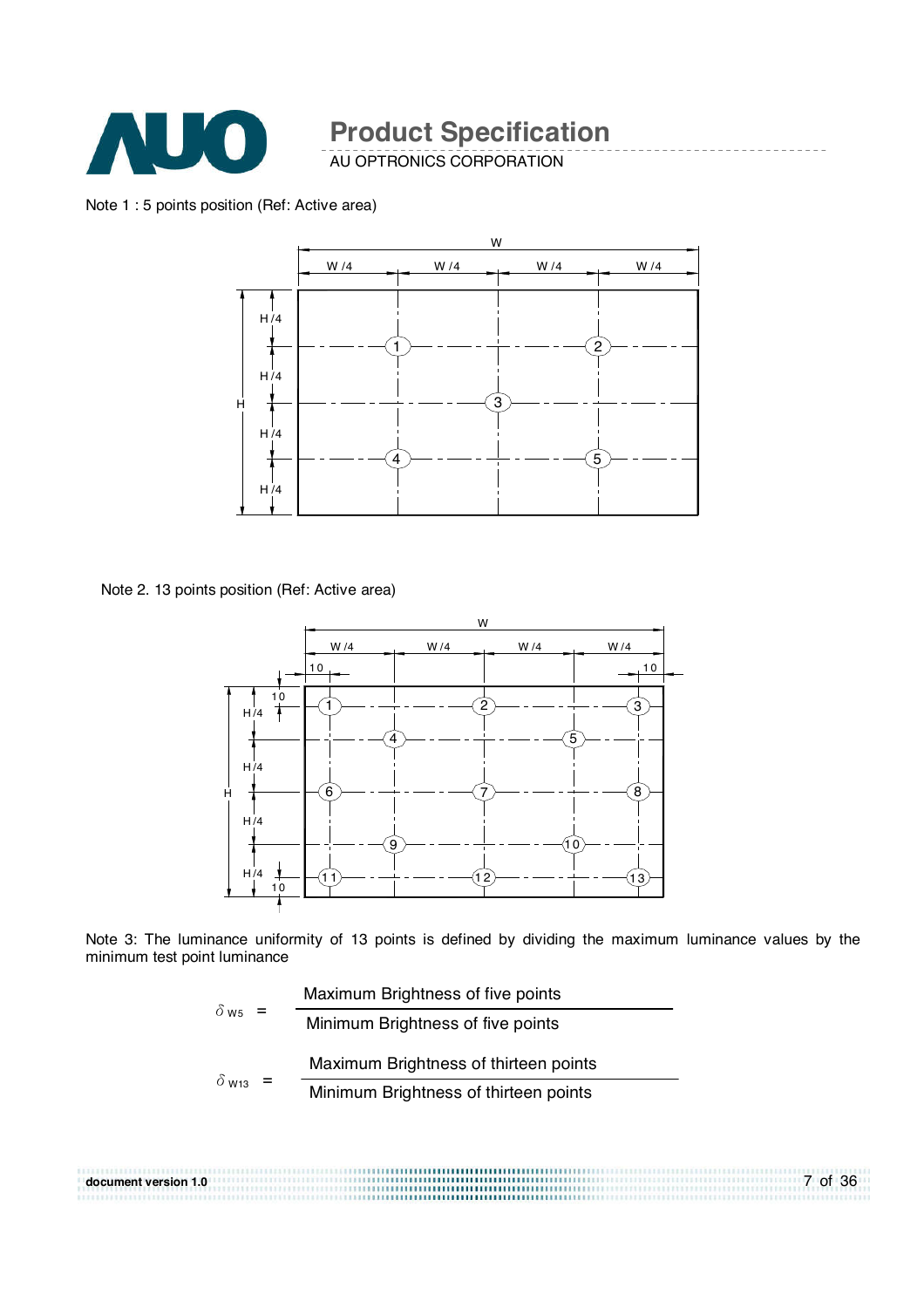Note 1 : 5 points position (Ref: Active area)

Note 2. 13 points position (Ref: Active area)

Note 3: The luminance uniformity of 13 points is defined by dividing the maximum luminance values by the minimum test point luminance

$$\delta_{W5} = \frac{\text{Maximum Brightness of five points}}{\text{Minimum Brightness of five points}}$$

$$\delta_{W13} = \frac{\text{Maximum Brightness of thirteen points}}{\text{Minimum Brightness of thirteen points}}$$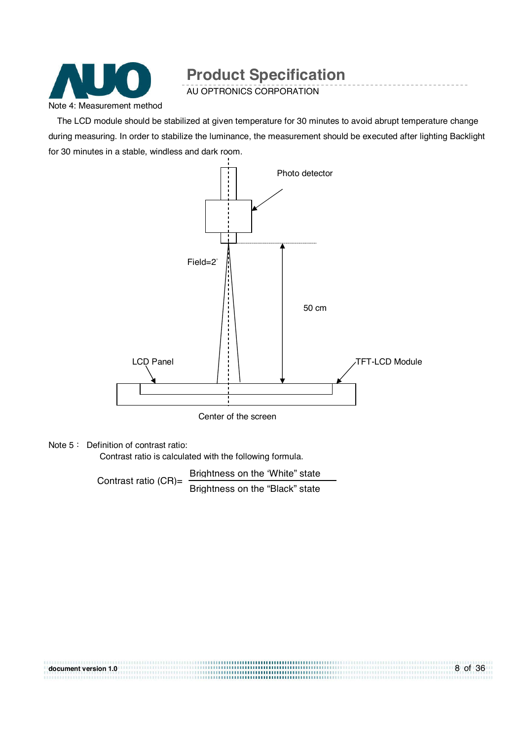Note 4: Measurement method

The LCD module should be stabilized at given temperature for 30 minutes to avoid abrupt temperature change during measuring. In order to stabilize the luminance, the measurement should be executed after lighting Backlight for 30 minutes in a stable, windless and dark room.

Photo detector

Field=2°

50 cm

LCD Panel

TFT-LCD Module

Center of the screen

Note 5： Definition of contrast ratio:

Contrast ratio is calculated with the following formula.

$$\text{Contrast ratio (CR)} = \frac{\text{Brightness on the 'White" state}}{\text{Brightness on the "Black" state}}$$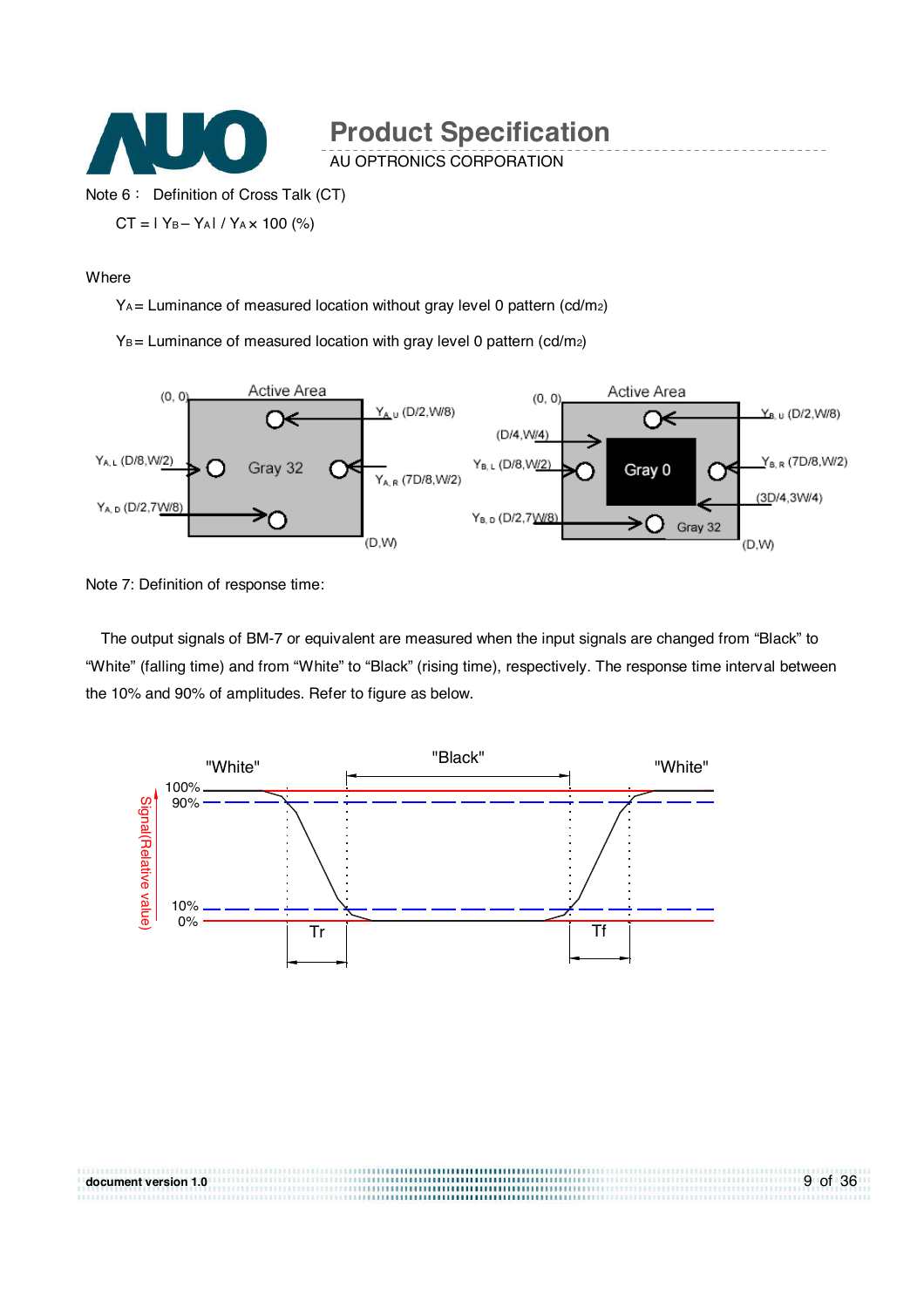Note 6 : Definition of Cross Talk (CT)

$$CT = | Y_B - Y_A | / Y_A \times 100\ (\%)$$

Where

$Y_A$ = Luminance of measured location without gray level 0 pattern (cd/m2)

$Y_B$ = Luminance of measured location with gray level 0 pattern (cd/m2)

Note 7: Definition of response time:

The output signals of BM-7 or equivalent are measured when the input signals are changed from "Black" to "White" (falling time) and from "White" to "Black" (rising time), respectively. The response time interval between the 10% and 90% of amplitudes. Refer to figure as below.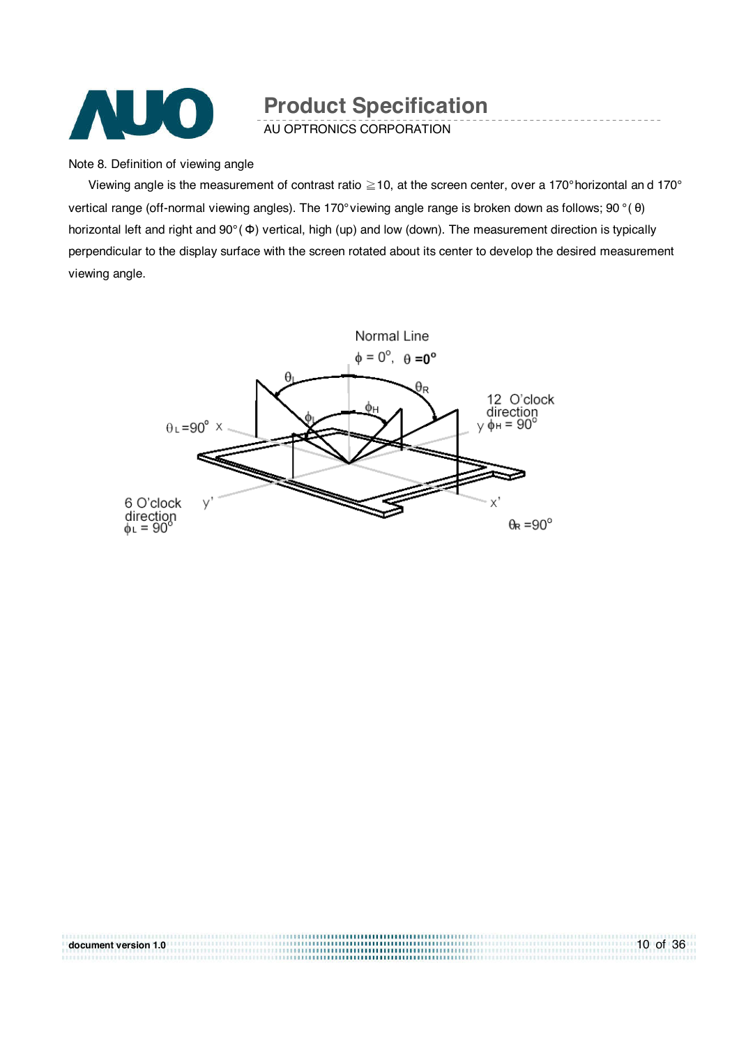Note 8. Definition of viewing angle

Viewing angle is the measurement of contrast ratio ≧10, at the screen center, over a 170° horizontal an d 170° vertical range (off-normal viewing angles). The 170° viewing angle range is broken down as follows; 90 ° ( θ) horizontal left and right and 90° ( Φ) vertical, high (up) and low (down). The measurement direction is typically perpendicular to the display surface with the screen rotated about its center to develop the desired measurement viewing angle.

Normal Line

$\phi = 0^{o}$, $\theta = 0^{o}$

$\theta_L$ $\theta_R$ $\phi_H$ $\phi_L$

$\theta_L = 90^{o}$ x

12 O'clock direction y $\phi_H = 90^{o}$

6 O'clock direction $\phi_L = 90^{o}$ y'

x' $\theta_R = 90^{o}$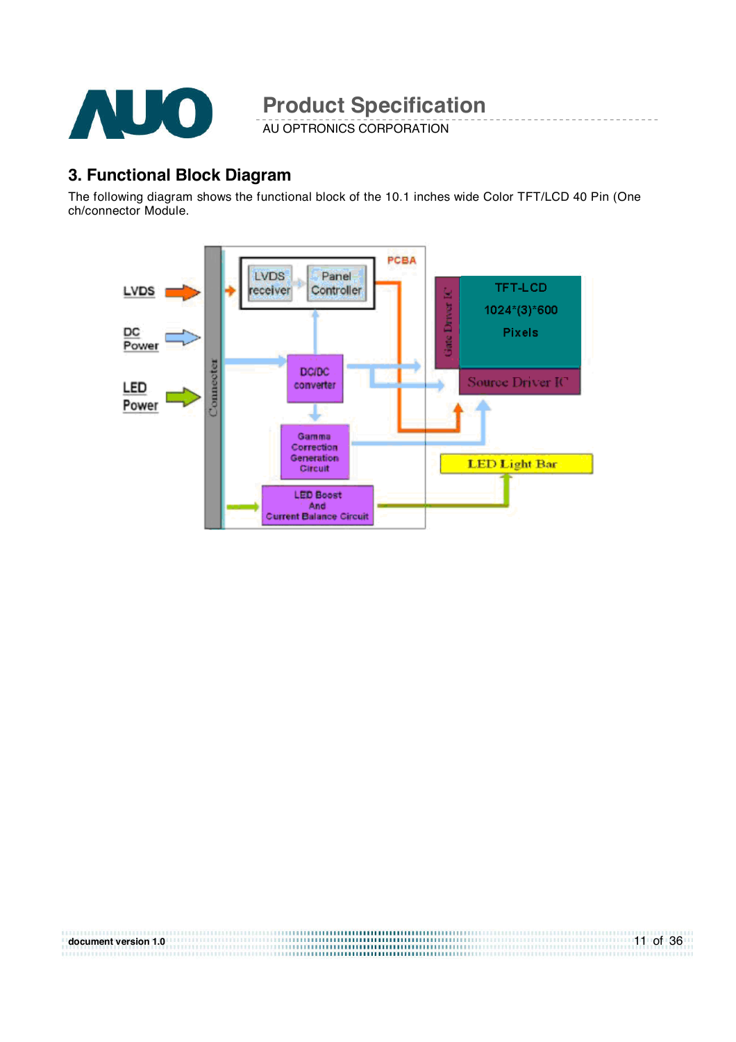## 3. Functional Block Diagram

The following diagram shows the functional block of the 10.1 inches wide Color TFT/LCD 40 Pin (One ch/connector Module.

LVDS

DC Power

LED Power

Connector

PCBA

LVDS receiver

Panel Controller

DC/DC converter

Gamma Correction Generation Circuit

LED Boost And Current Balance Circuit

Gate Driver IC

TFT-LCD 1024*(3)*600 Pixels

Source Driver IC

LED Light Bar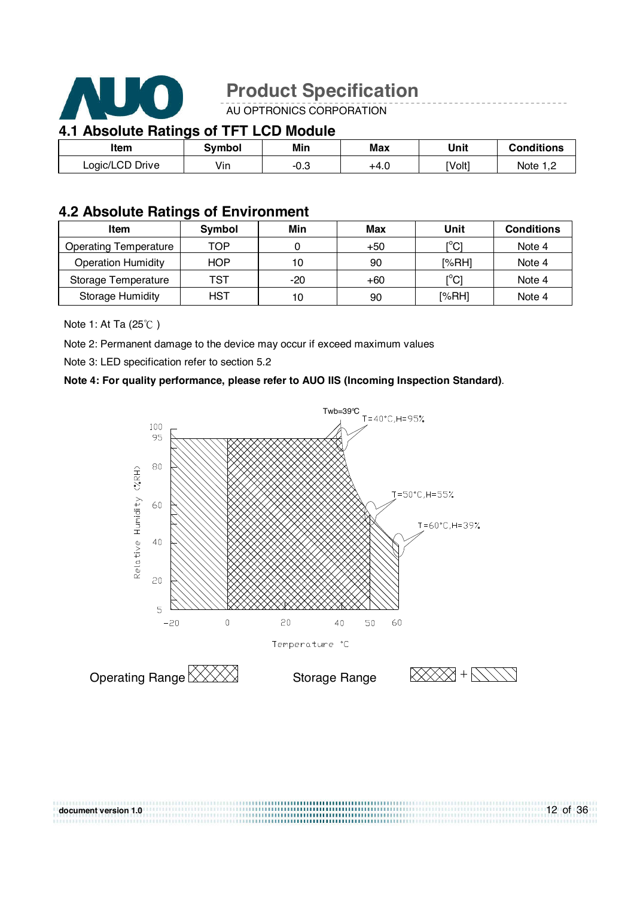## 4.1 Absolute Ratings of TFT LCD Module

| Item | Symbol | Min | Max | Unit | Conditions |
|---|---|---|---|---|---|
| Logic/LCD Drive | Vin | -0.3 | +4.0 | [Volt] | Note 1,2 |

## 4.2 Absolute Ratings of Environment

| Item | Symbol | Min | Max | Unit | Conditions |
|---|---|---|---|---|---|
| Operating Temperature | TOP | 0 | +50 | [°C] | Note 4 |
| Operation Humidity | HOP | 10 | 90 | [%RH] | Note 4 |
| Storage Temperature | TST | -20 | +60 | [°C] | Note 4 |
| Storage Humidity | HST | 10 | 90 | [%RH] | Note 4 |

Note 1: At Ta (25℃ )

Note 2: Permanent damage to the device may occur if exceed maximum values

Note 3: LED specification refer to section 5.2

**Note 4: For quality performance, please refer to AUO IIS (Incoming Inspection Standard)**.

Twb=39℃

T=40°C,H=95%

T=50°C,H=55%

T=60°C,H=39%

Relative Humidity (%RH)

Temperature °C

Operating Range

Storage Range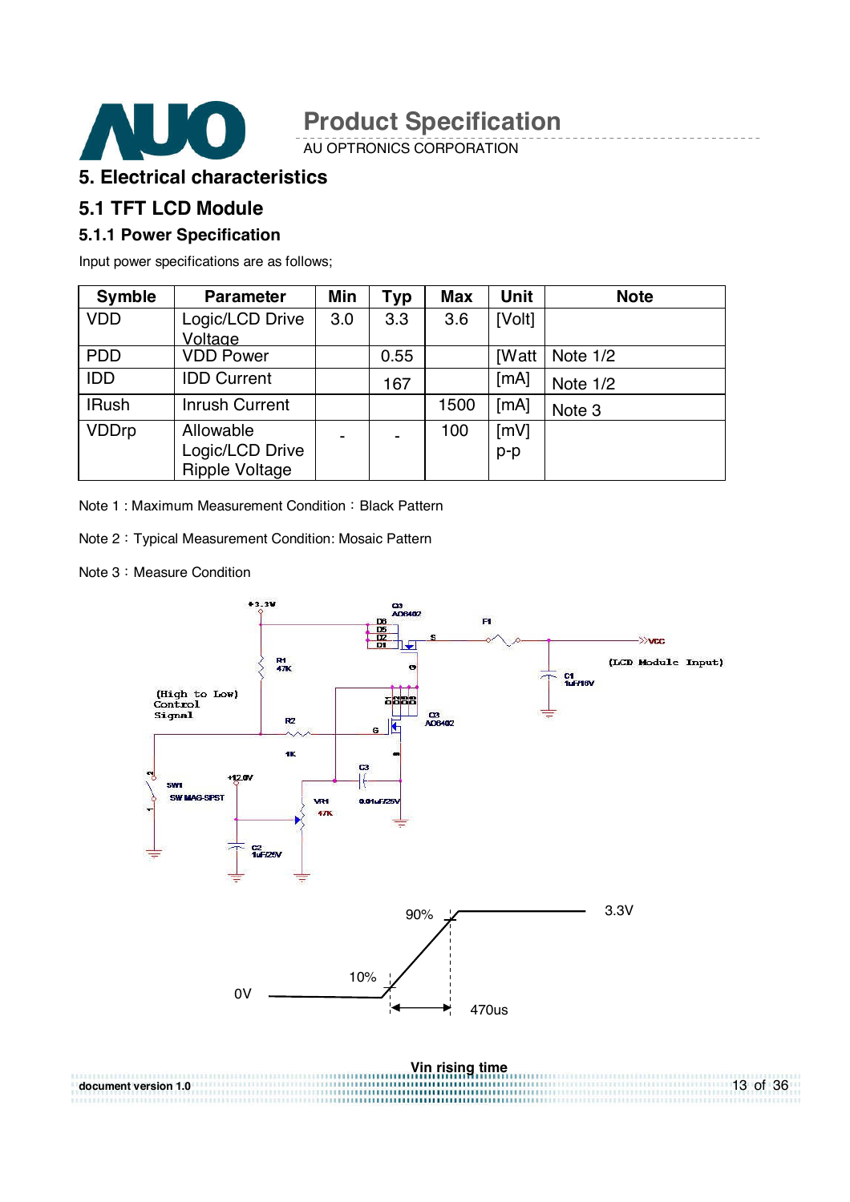# 5. Electrical characteristics

## 5.1 TFT LCD Module

### 5.1.1 Power Specification

Input power specifications are as follows;

| Symble | Parameter | Min | Typ | Max | Unit | Note |
|---|---|---|---|---|---|---|
| VDD | Logic/LCD Drive Voltage | 3.0 | 3.3 | 3.6 | [Volt] | |
| PDD | VDD Power | | 0.55 | | [Watt | Note 1/2 |
| IDD | IDD Current | | 167 | | [mA] | Note 1/2 |
| IRush | Inrush Current | | | 1500 | [mA] | Note 3 |
| VDDrp | Allowable Logic/LCD Drive Ripple Voltage | - | - | 100 | [mV] p-p | |

Note 1 : Maximum Measurement Condition：Black Pattern

Note 2：Typical Measurement Condition: Mosaic Pattern

Note 3：Measure Condition

Vin rising time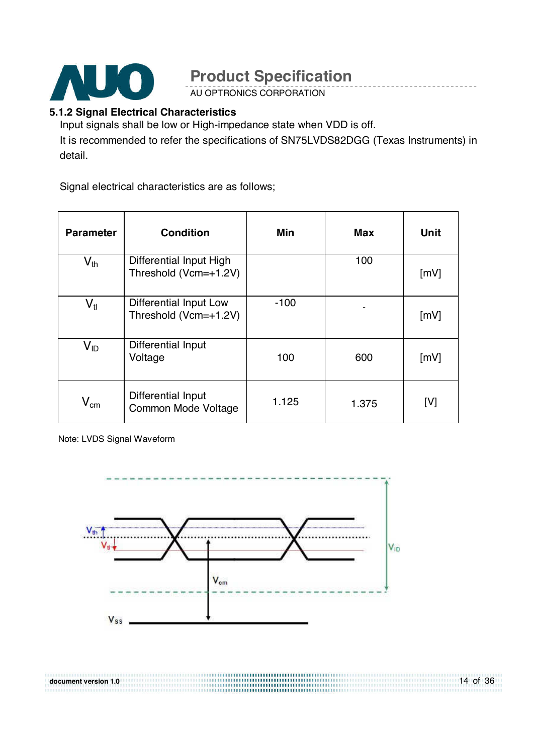### 5.1.2 Signal Electrical Characteristics

Input signals shall be low or High-impedance state when VDD is off.

It is recommended to refer the specifications of SN75LVDS82DGG (Texas Instruments) in detail.

Signal electrical characteristics are as follows;

| Parameter | Condition | Min | Max | Unit |
|---|---|---|---|---|
| $V_{th}$ | Differential Input High Threshold (Vcm=+1.2V) | | 100 | [mV] |
| $V_{tl}$ | Differential Input Low Threshold (Vcm=+1.2V) | -100 | - | [mV] |
| $V_{ID}$ | Differential Input Voltage | 100 | 600 | [mV] |
| $V_{cm}$ | Differential Input Common Mode Voltage | 1.125 | 1.375 | [V] |

Note: LVDS Signal Waveform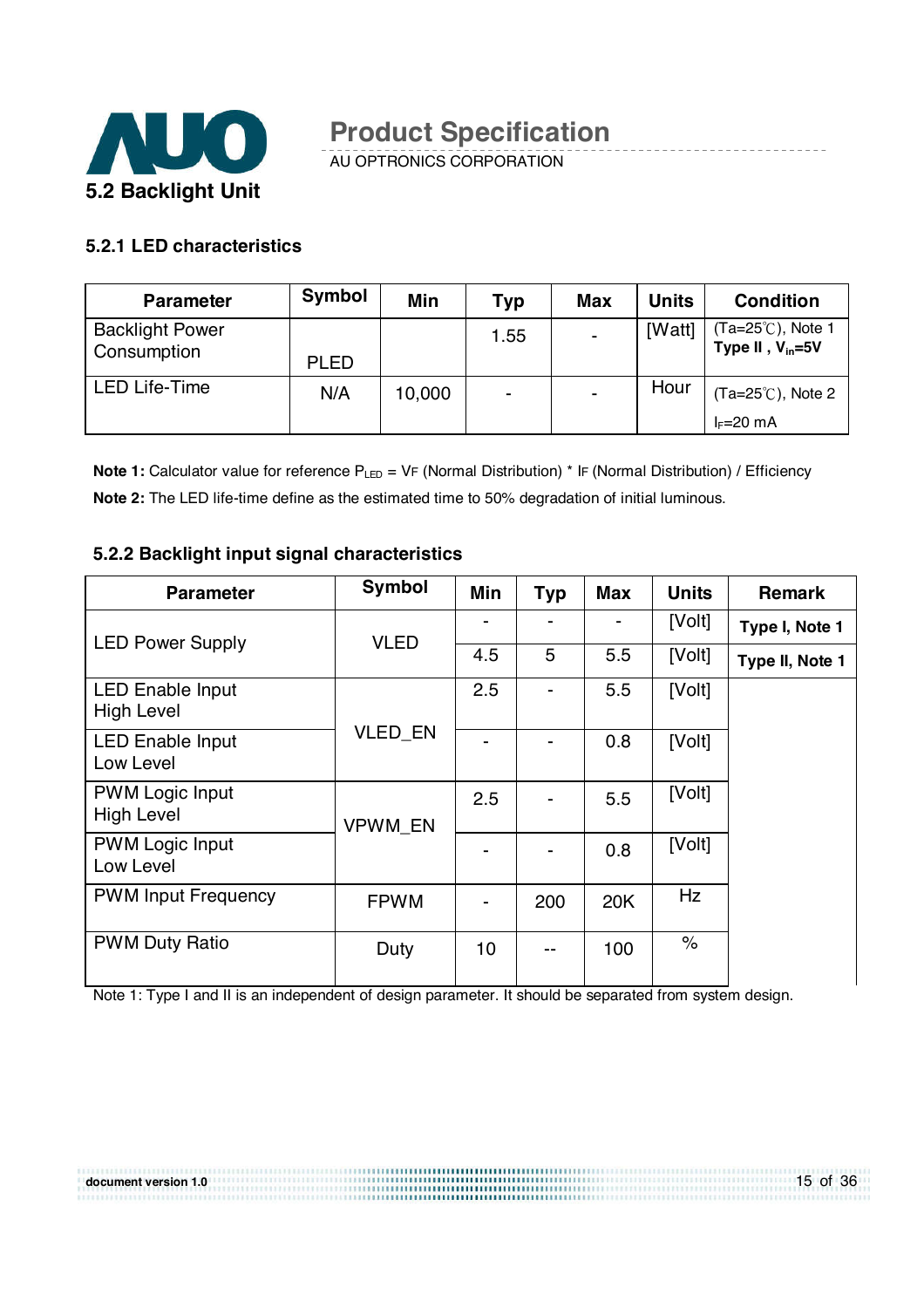## 5.2 Backlight Unit

### 5.2.1 LED characteristics

| Parameter | Symbol | Min | Typ | Max | Units | Condition |
|---|---|---|---|---|---|---|
| Backlight Power Consumption | PLED | | 1.55 | - | [Watt] | (Ta=25℃), Note 1 **Type II , $V_{in}$=5V** |
| LED Life-Time | N/A | 10,000 | - | - | Hour | (Ta=25℃), Note 2 $I_F$=20 mA |

**Note 1:** Calculator value for reference $P_{LED}$ = VF (Normal Distribution) * IF (Normal Distribution) / Efficiency

**Note 2:** The LED life-time define as the estimated time to 50% degradation of initial luminous.

### 5.2.2 Backlight input signal characteristics

| Parameter | Symbol | Min | Typ | Max | Units | Remark |
|---|---|---|---|---|---|---|
| LED Power Supply | VLED | - | - | - | [Volt] | **Type I, Note 1** |
| | | 4.5 | 5 | 5.5 | [Volt] | **Type II, Note 1** |
| LED Enable Input High Level | VLED_EN | 2.5 | - | 5.5 | [Volt] | |
| LED Enable Input Low Level | | - | - | 0.8 | [Volt] | |
| PWM Logic Input High Level | VPWM_EN | 2.5 | - | 5.5 | [Volt] | |
| PWM Logic Input Low Level | | - | - | 0.8 | [Volt] | |
| PWM Input Frequency | FPWM | - | 200 | 20K | Hz | |
| PWM Duty Ratio | Duty | 10 | -- | 100 | % | |

Note 1: Type I and II is an independent of design parameter. It should be separated from system design.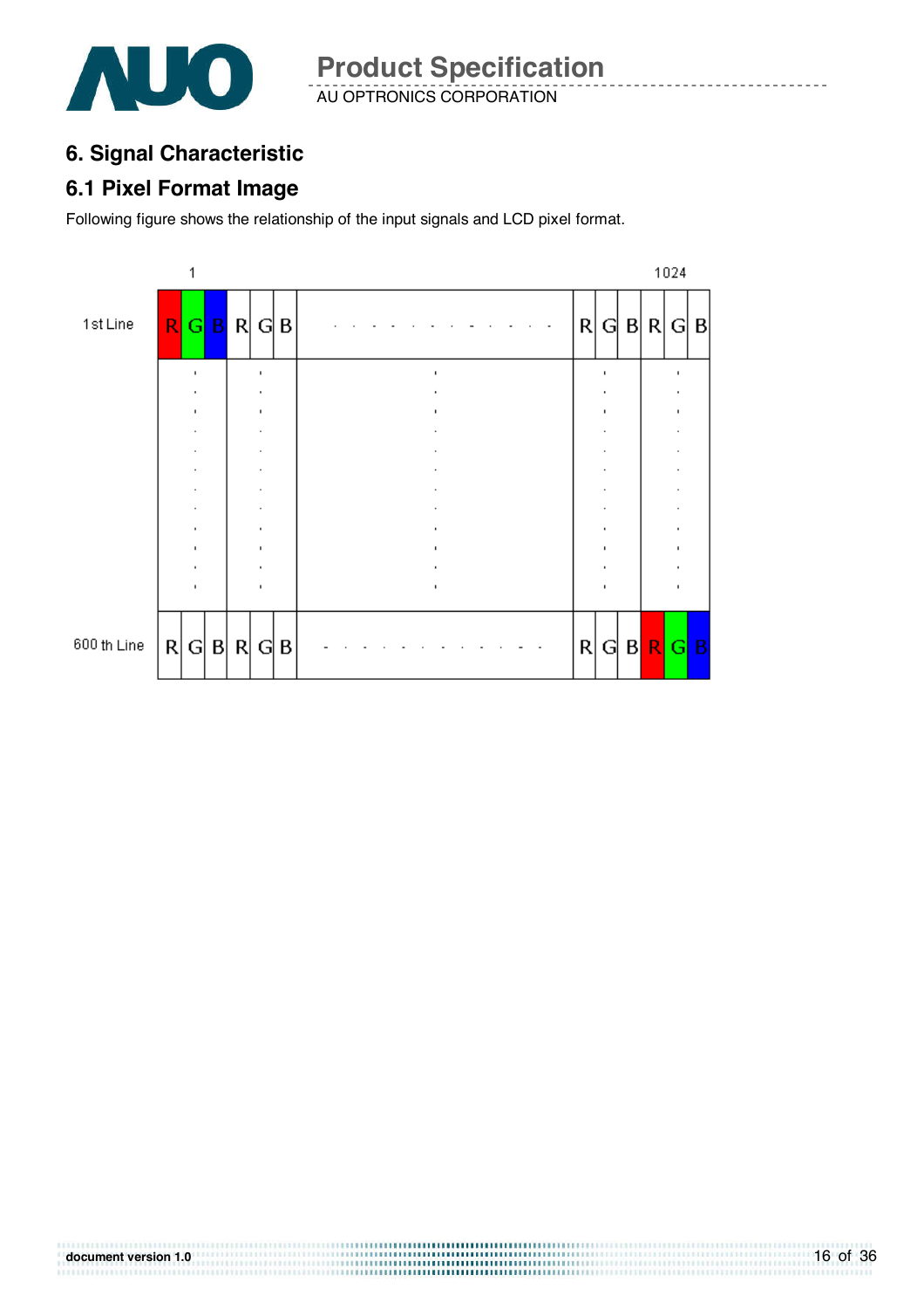## 6. Signal Characteristic

### 6.1 Pixel Format Image

Following figure shows the relationship of the input signals and LCD pixel format.

| | 1 | | | | | | | | | | | 1024 | | |
|---|---|---|---|---|---|---|---|---|---|---|---|---|---|---|
| 1st Line | R | G | B | R | G | B | . . . . . . . . . . . . | R | G | B | R | G | B |
| | . | | | . | | | . | | . | | | . | | |
| 600 th Line | R | G | B | R | G | B | . . . . . . . . . . . . | R | G | B | R | G | B |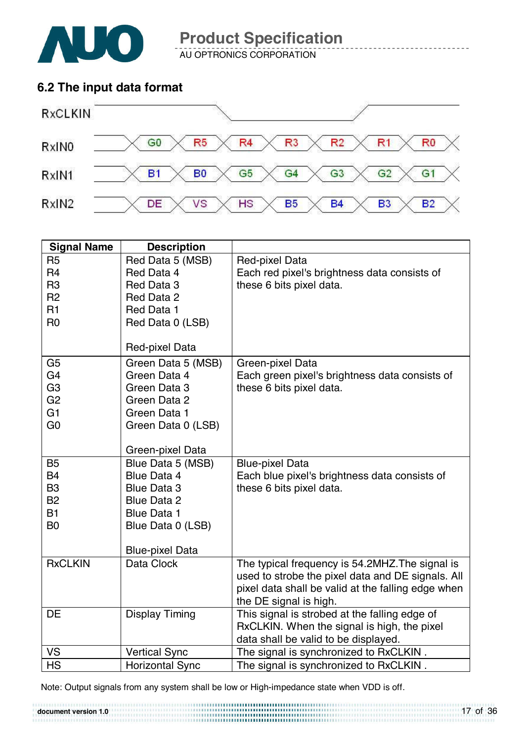## 6.2 The input data format

RxCLKIN

| RxIN0 | G0 | R5 | R4 | R3 | R2 | R1 | R0 |
|---|---|---|---|---|---|---|---|
| RxIN1 | B1 | B0 | G5 | G4 | G3 | G2 | G1 |
| RxIN2 | DE | VS | HS | B5 | B4 | B3 | B2 |

| Signal Name | Description | |
|---|---|---|
| R5<br>R4<br>R3<br>R2<br>R1<br>R0 | Red Data 5 (MSB)<br>Red Data 4<br>Red Data 3<br>Red Data 2<br>Red Data 1<br>Red Data 0 (LSB)<br><br>Red-pixel Data | Red-pixel Data<br>Each red pixel's brightness data consists of these 6 bits pixel data. |
| G5<br>G4<br>G3<br>G2<br>G1<br>G0 | Green Data 5 (MSB)<br>Green Data 4<br>Green Data 3<br>Green Data 2<br>Green Data 1<br>Green Data 0 (LSB)<br><br>Green-pixel Data | Green-pixel Data<br>Each green pixel's brightness data consists of these 6 bits pixel data. |
| B5<br>B4<br>B3<br>B2<br>B1<br>B0 | Blue Data 5 (MSB)<br>Blue Data 4<br>Blue Data 3<br>Blue Data 2<br>Blue Data 1<br>Blue Data 0 (LSB)<br><br>Blue-pixel Data | Blue-pixel Data<br>Each blue pixel's brightness data consists of these 6 bits pixel data. |
| RxCLKIN | Data Clock | The typical frequency is 54.2MHZ.The signal is used to strobe the pixel data and DE signals. All pixel data shall be valid at the falling edge when the DE signal is high. |
| DE | Display Timing | This signal is strobed at the falling edge of RxCLKIN. When the signal is high, the pixel data shall be valid to be displayed. |
| VS | Vertical Sync | The signal is synchronized to RxCLKIN . |
| HS | Horizontal Sync | The signal is synchronized to RxCLKIN . |

Note: Output signals from any system shall be low or High-impedance state when VDD is off.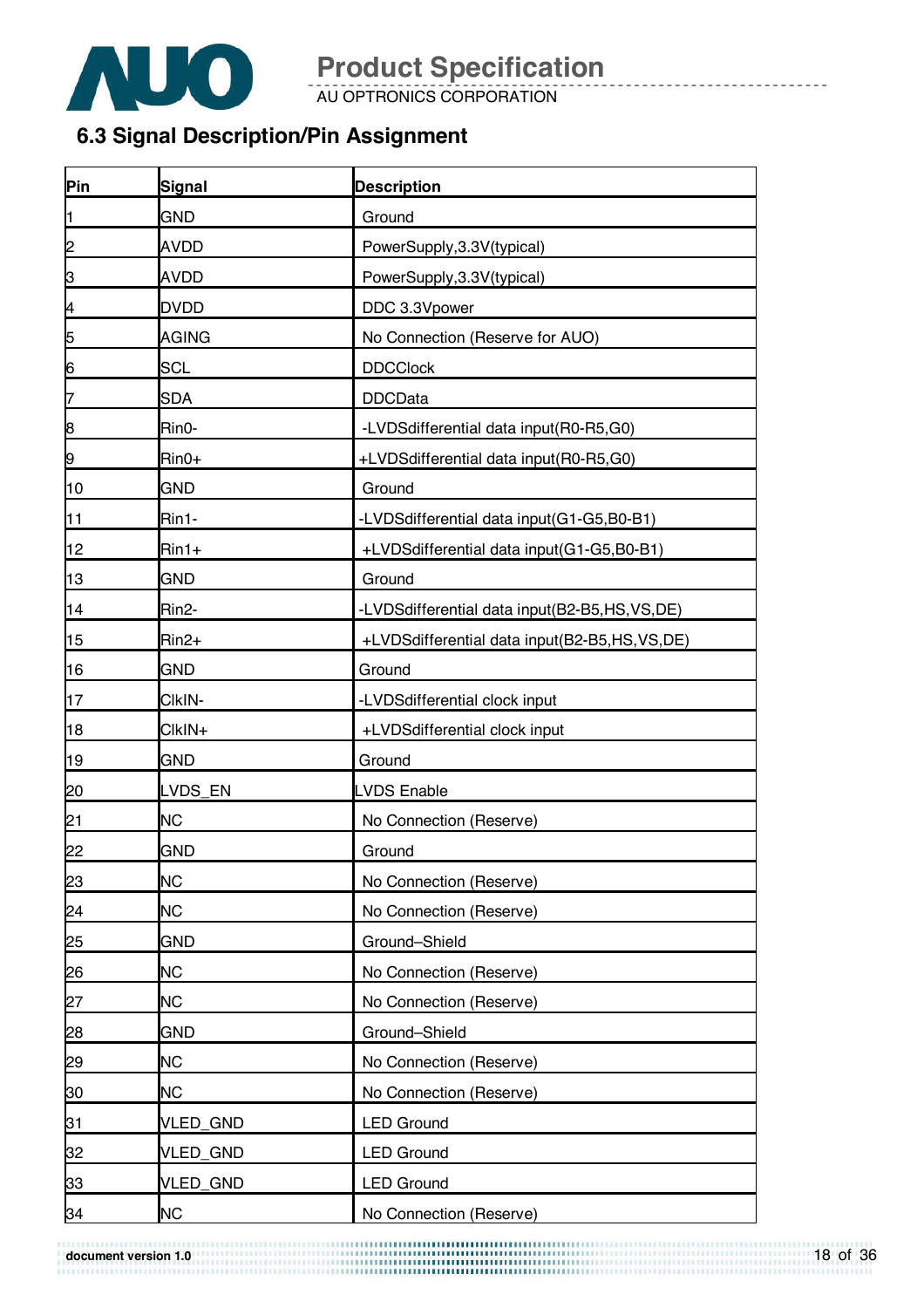## 6.3 Signal Description/Pin Assignment

| Pin | Signal | Description |
|---|---|---|
| 1 | GND | Ground |
| 2 | AVDD | PowerSupply,3.3V(typical) |
| 3 | AVDD | PowerSupply,3.3V(typical) |
| 4 | DVDD | DDC 3.3Vpower |
| 5 | AGING | No Connection (Reserve for AUO) |
| 6 | SCL | DDCClock |
| 7 | SDA | DDCData |
| 8 | Rin0- | -LVDSdifferential data input(R0-R5,G0) |
| 9 | Rin0+ | +LVDSdifferential data input(R0-R5,G0) |
| 10 | GND | Ground |
| 11 | Rin1- | -LVDSdifferential data input(G1-G5,B0-B1) |
| 12 | Rin1+ | +LVDSdifferential data input(G1-G5,B0-B1) |
| 13 | GND | Ground |
| 14 | Rin2- | -LVDSdifferential data input(B2-B5,HS,VS,DE) |
| 15 | Rin2+ | +LVDSdifferential data input(B2-B5,HS,VS,DE) |
| 16 | GND | Ground |
| 17 | ClkIN- | -LVDSdifferential clock input |
| 18 | ClkIN+ | +LVDSdifferential clock input |
| 19 | GND | Ground |
| 20 | LVDS_EN | LVDS Enable |
| 21 | NC | No Connection (Reserve) |
| 22 | GND | Ground |
| 23 | NC | No Connection (Reserve) |
| 24 | NC | No Connection (Reserve) |
| 25 | GND | Ground–Shield |
| 26 | NC | No Connection (Reserve) |
| 27 | NC | No Connection (Reserve) |
| 28 | GND | Ground–Shield |
| 29 | NC | No Connection (Reserve) |
| 30 | NC | No Connection (Reserve) |
| 31 | VLED_GND | LED Ground |
| 32 | VLED_GND | LED Ground |
| 33 | VLED_GND | LED Ground |
| 34 | NC | No Connection (Reserve) |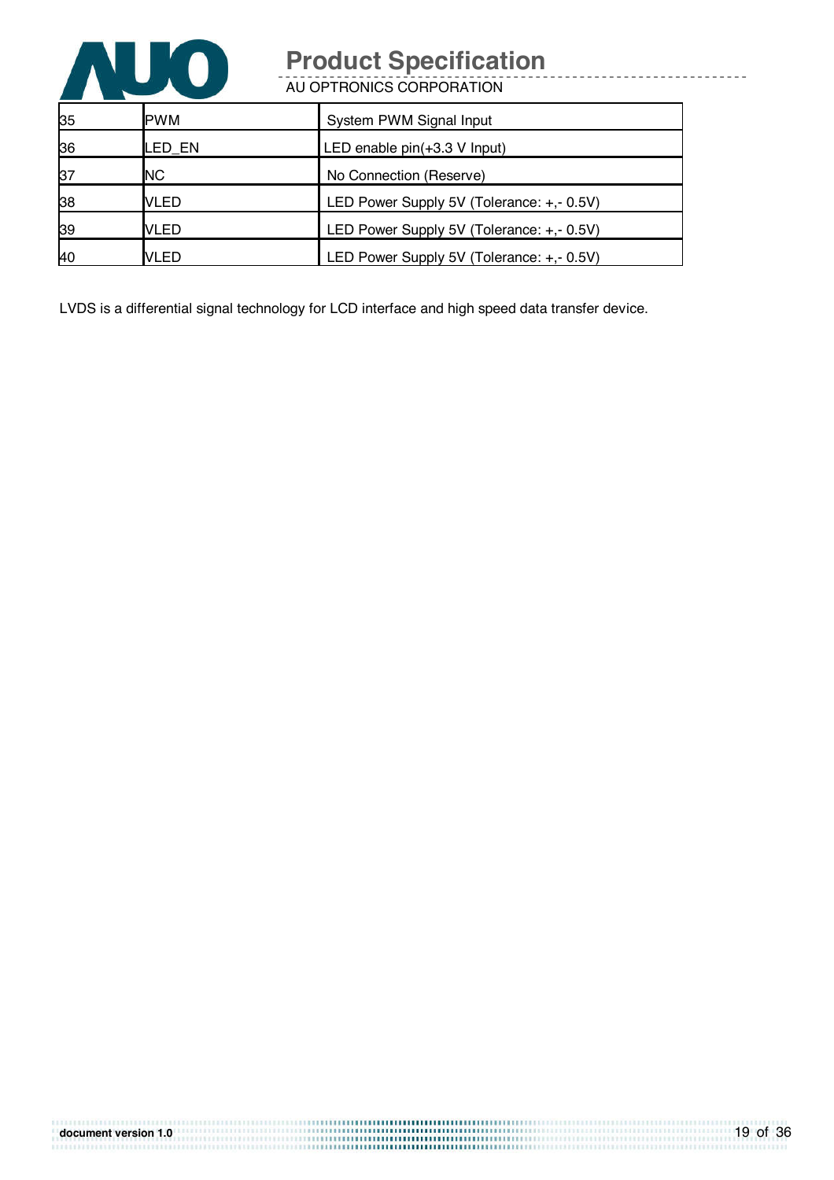| 35 | PWM | System PWM Signal Input |
|---|---|---|
| 36 | LED_EN | LED enable pin(+3.3 V Input) |
| 37 | NC | No Connection (Reserve) |
| 38 | VLED | LED Power Supply 5V (Tolerance: +,- 0.5V) |
| 39 | VLED | LED Power Supply 5V (Tolerance: +,- 0.5V) |
| 40 | VLED | LED Power Supply 5V (Tolerance: +,- 0.5V) |

LVDS is a differential signal technology for LCD interface and high speed data transfer device.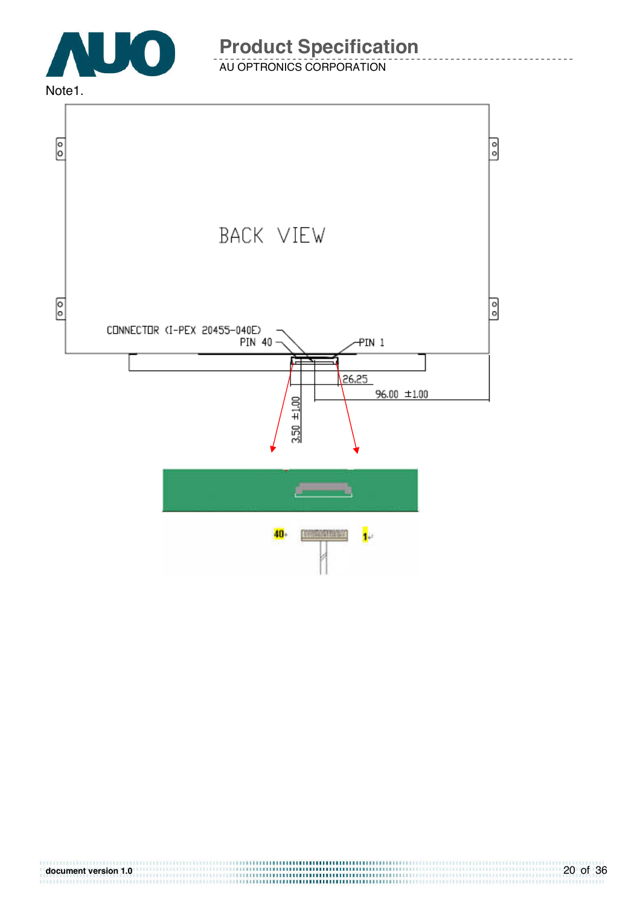Note1.

BACK VIEW

CONNECTOR (I-PEX 20455-040E)

PIN 40

PIN 1

26.25

96.00 ±1.00

3.50 ±1.00

40

1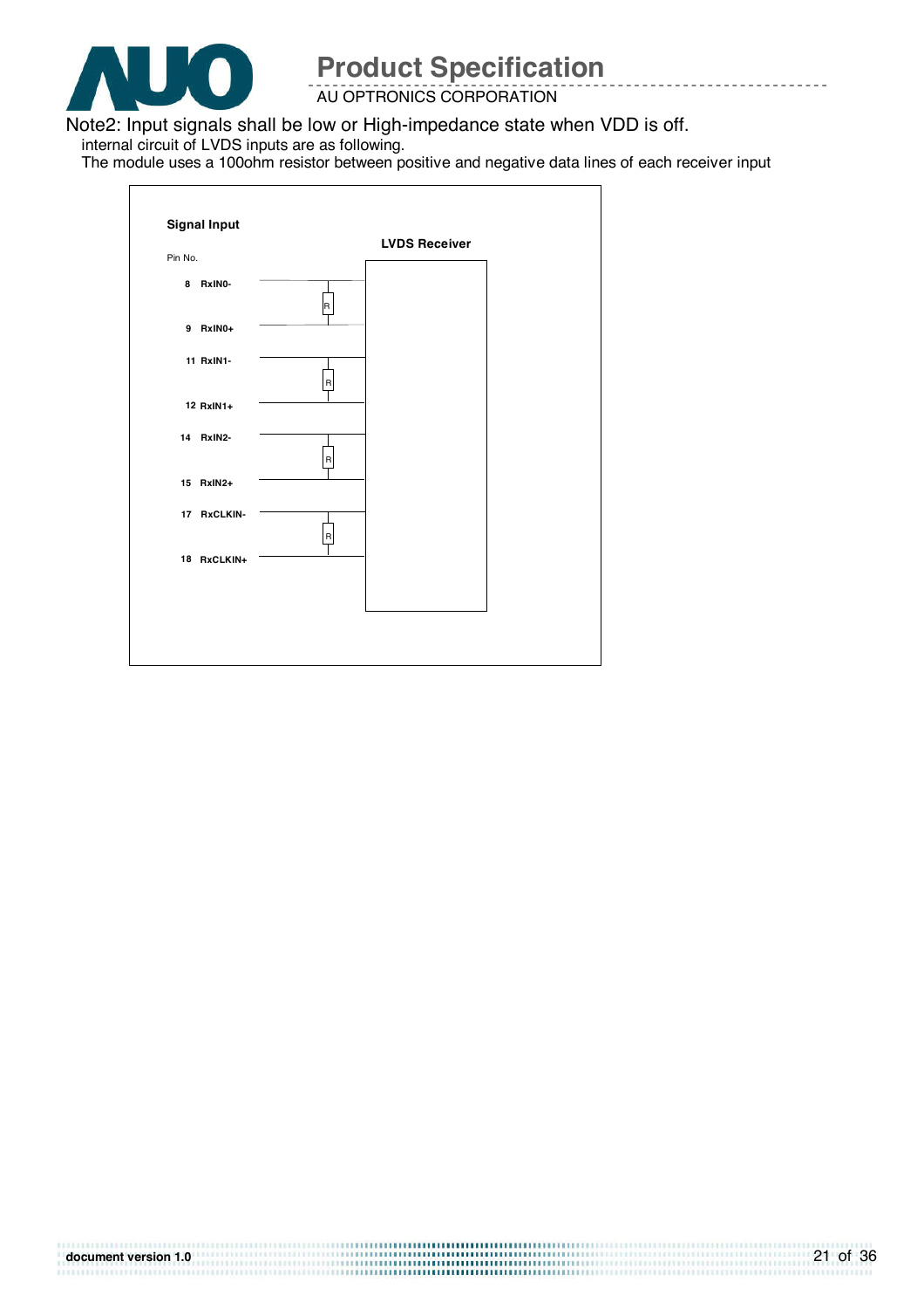Note2: Input signals shall be low or High-impedance state when VDD is off.

internal circuit of LVDS inputs are as following.

The module uses a 100ohm resistor between positive and negative data lines of each receiver input

**Signal Input**

**LVDS Receiver**

Pin No.

| Pin No. | Signal |
| --- | --- |
| 8 | RxIN0- |
| 9 | RxIN0+ |
| 11 | RxIN1- |
| 12 | RxIN1+ |
| 14 | RxIN2- |
| 15 | RxIN2+ |
| 17 | RxCLKIN- |
| 18 | RxCLKIN+ |

R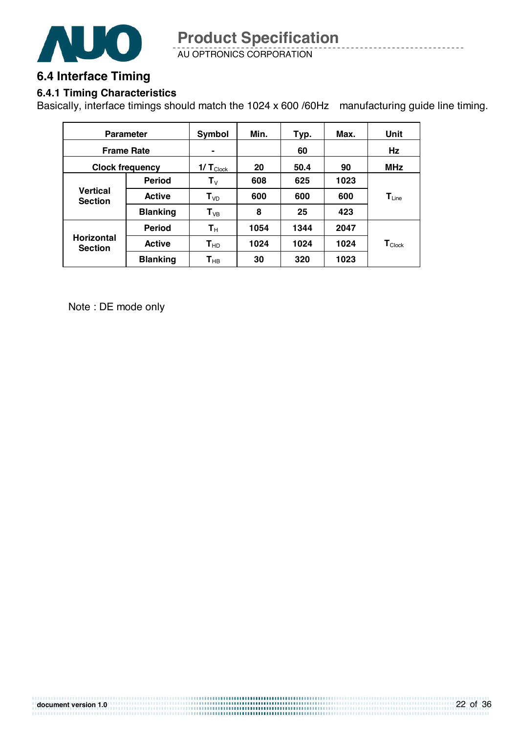## 6.4 Interface Timing

### 6.4.1 Timing Characteristics

Basically, interface timings should match the 1024 x 600 /60Hz  manufacturing guide line timing.

| Parameter | | Symbol | Min. | Typ. | Max. | Unit |
|---|---|---|---|---|---|---|
| Frame Rate | | - | | 60 | | Hz |
| Clock frequency | | $1/T_{Clock}$ | 20 | 50.4 | 90 | MHz |
| Vertical Section | Period | $T_V$ | 608 | 625 | 1023 | $T_{Line}$ |
| | Active | $T_{VD}$ | 600 | 600 | 600 | |
| | Blanking | $T_{VB}$ | 8 | 25 | 423 | |
| Horizontal Section | Period | $T_H$ | 1054 | 1344 | 2047 | $T_{Clock}$ |
| | Active | $T_{HD}$ | 1024 | 1024 | 1024 | |
| | Blanking | $T_{HB}$ | 30 | 320 | 1023 | |

Note : DE mode only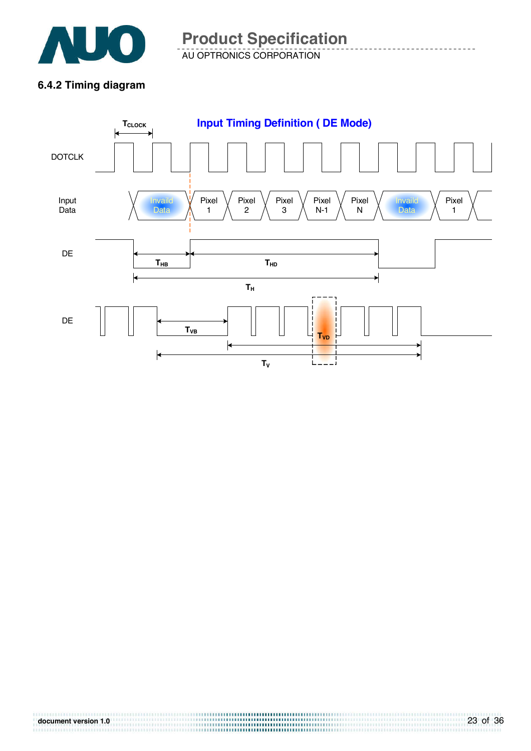### 6.4.2 Timing diagram

**Input Timing Definition ( DE Mode)**

$T_{CLOCK}$

DOTCLK

Input Data

Invaild Data | Pixel 1 | Pixel 2 | Pixel 3 | Pixel N-1 | Pixel N | Invaild Data | Pixel 1

DE

$T_{HB}$ $T_{HD}$

$T_H$

DE

$T_{VB}$ $T_{VD}$

$T_V$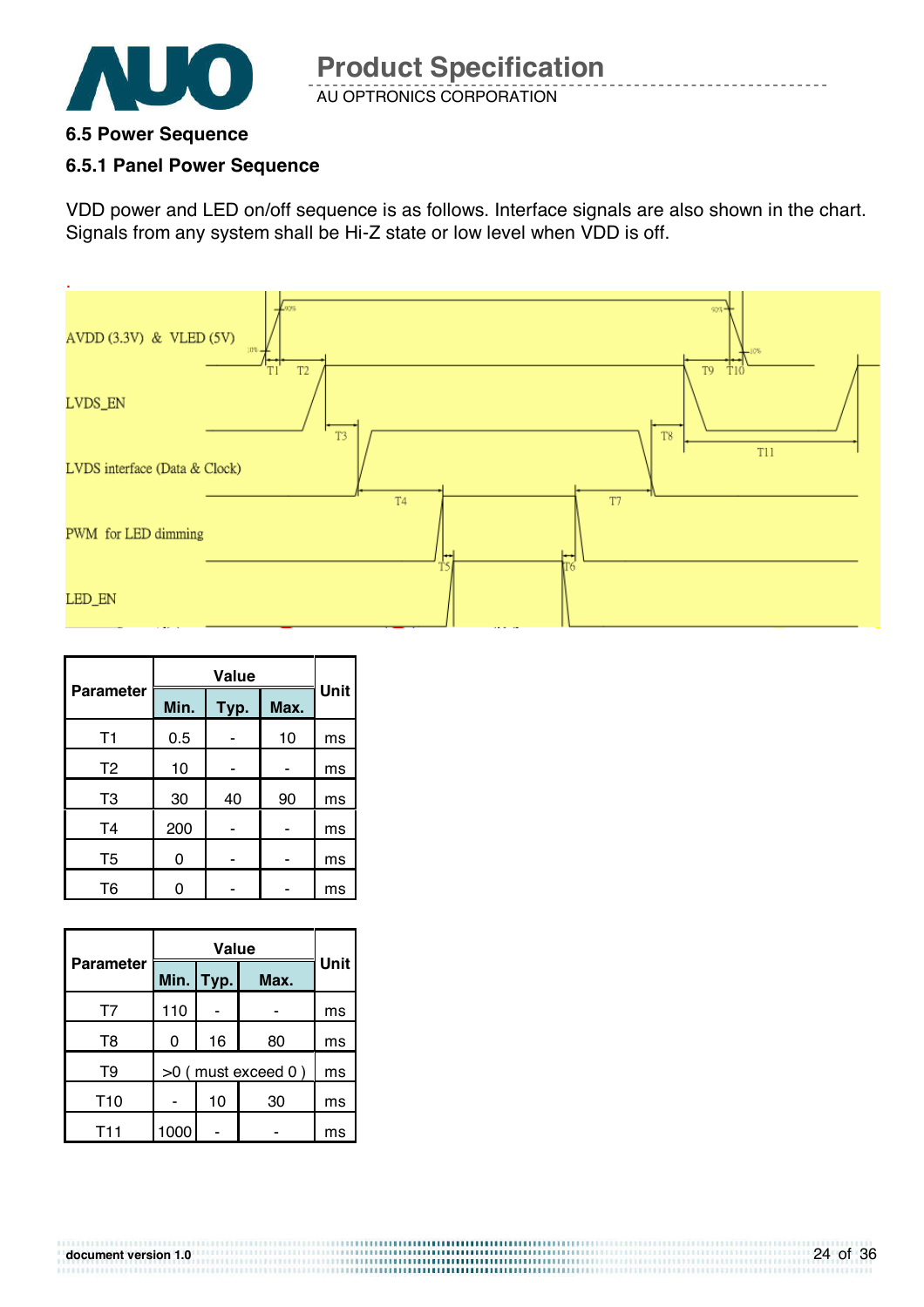## 6.5 Power Sequence

### 6.5.1 Panel Power Sequence

VDD power and LED on/off sequence is as follows. Interface signals are also shown in the chart. Signals from any system shall be Hi-Z state or low level when VDD is off.

| Parameter | Value | | | Unit |
|---|---|---|---|---|
| | Min. | Typ. | Max. | |
| T1 | 0.5 | - | 10 | ms |
| T2 | 10 | - | - | ms |
| T3 | 30 | 40 | 90 | ms |
| T4 | 200 | - | - | ms |
| T5 | 0 | - | - | ms |
| T6 | 0 | - | - | ms |

| Parameter | Value | | | Unit |
|---|---|---|---|---|
| | Min. | Typ. | Max. | |
| T7 | 110 | - | - | ms |
| T8 | 0 | 16 | 80 | ms |
| T9 | >0 ( must exceed 0 ) | | | ms |
| T10 | - | 10 | 30 | ms |
| T11 | 1000 | - | - | ms |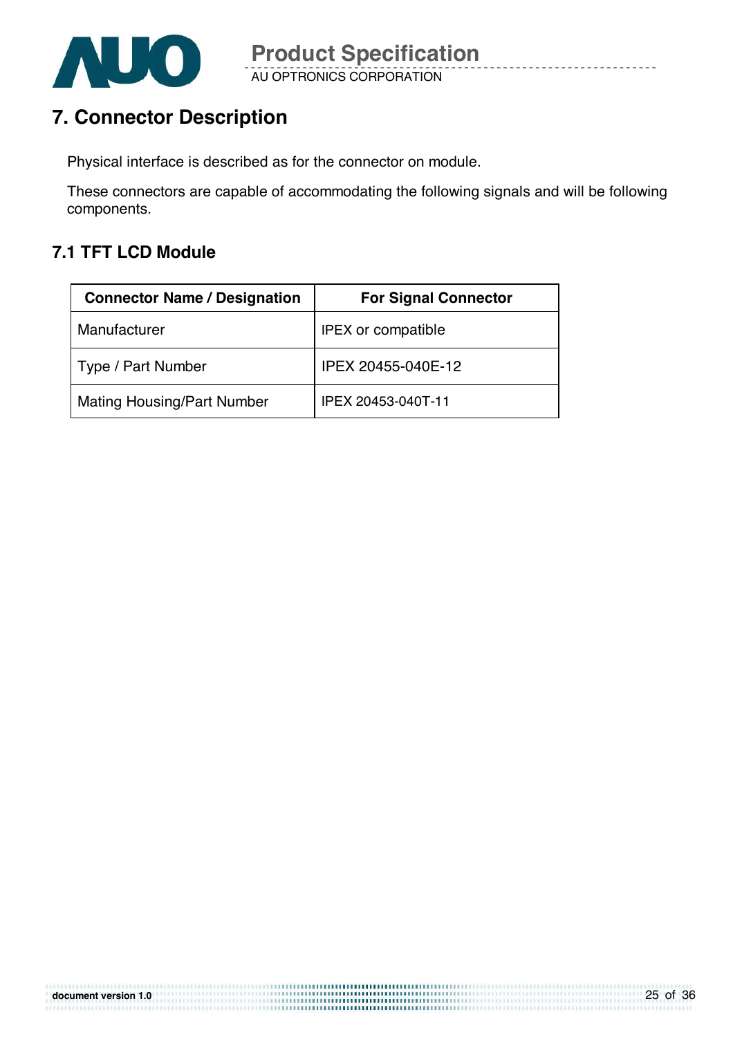# 7. Connector Description

Physical interface is described as for the connector on module.

These connectors are capable of accommodating the following signals and will be following components.

## 7.1 TFT LCD Module

| Connector Name / Designation | For Signal Connector |
|---|---|
| Manufacturer | IPEX or compatible |
| Type / Part Number | IPEX 20455-040E-12 |
| Mating Housing/Part Number | IPEX 20453-040T-11 |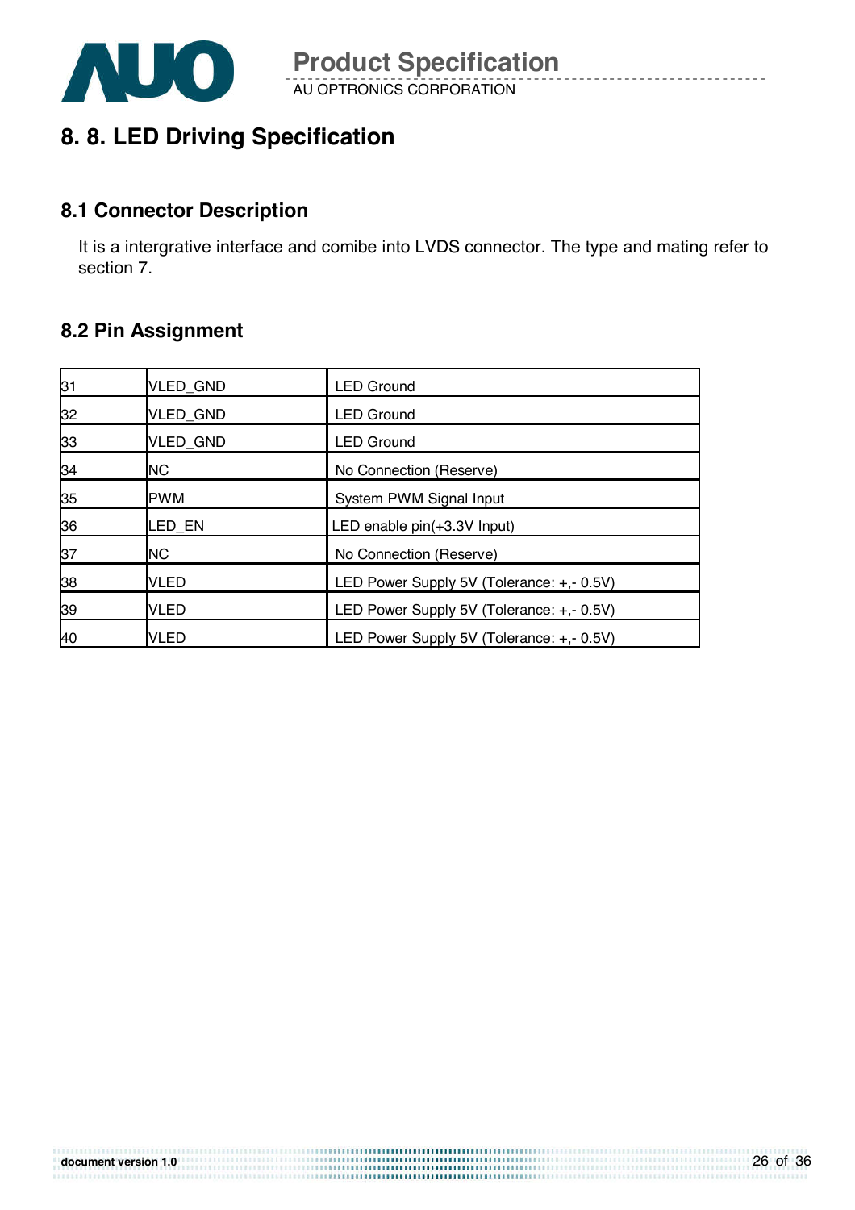# 8. 8. LED Driving Specification

## 8.1 Connector Description

It is a intergrative interface and comibe into LVDS connector. The type and mating refer to section 7.

## 8.2 Pin Assignment

| | | |
|---|---|---|
| 31 | VLED_GND | LED Ground |
| 32 | VLED_GND | LED Ground |
| 33 | VLED_GND | LED Ground |
| 34 | NC | No Connection (Reserve) |
| 35 | PWM | System PWM Signal Input |
| 36 | LED_EN | LED enable pin(+3.3V Input) |
| 37 | NC | No Connection (Reserve) |
| 38 | VLED | LED Power Supply 5V (Tolerance: +,- 0.5V) |
| 39 | VLED | LED Power Supply 5V (Tolerance: +,- 0.5V) |
| 40 | VLED | LED Power Supply 5V (Tolerance: +,- 0.5V) |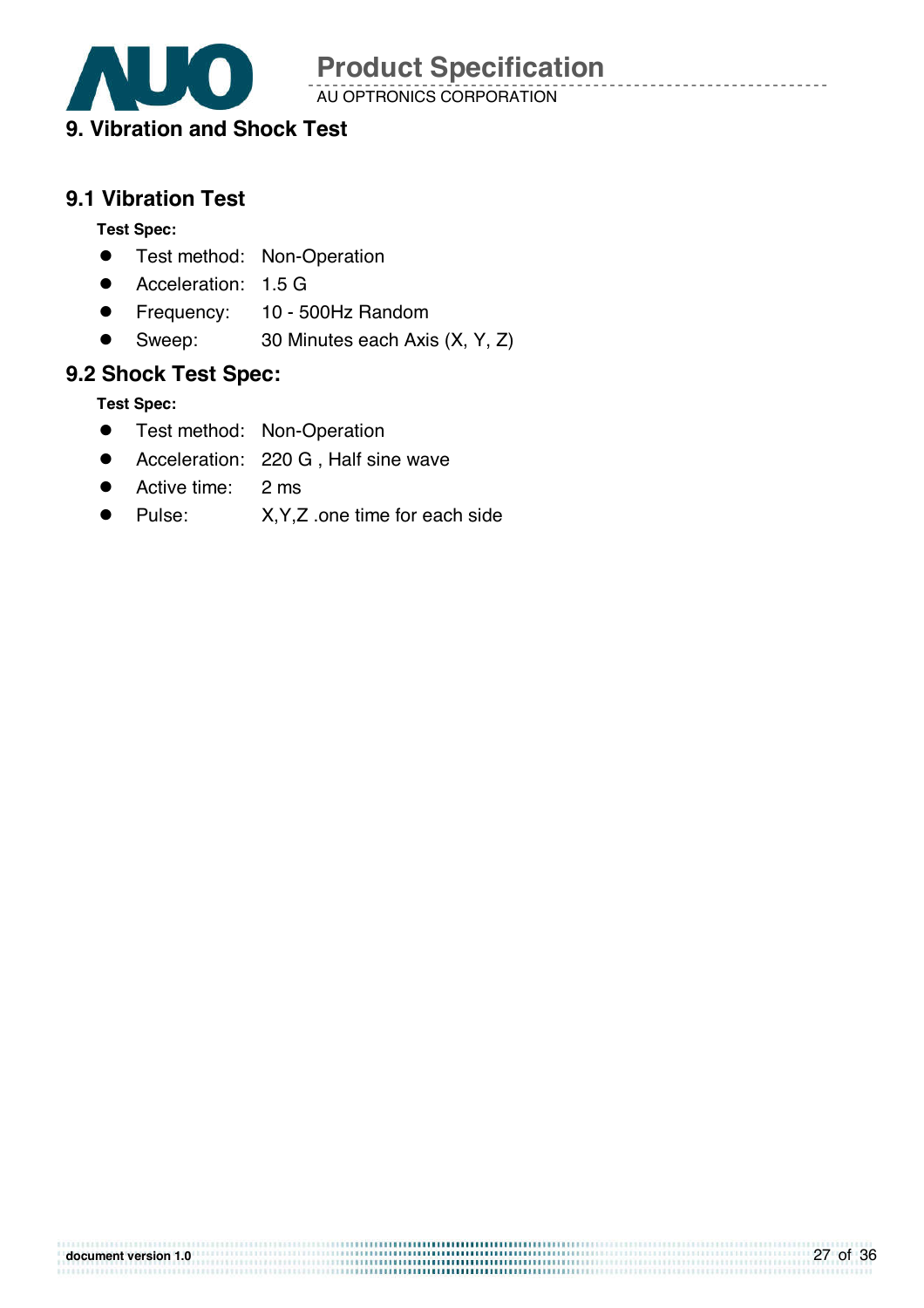## 9. Vibration and Shock Test

### 9.1 Vibration Test

**Test Spec:**

- Test method: Non-Operation
- Acceleration: 1.5 G
- Frequency: 10 - 500Hz Random
- Sweep: 30 Minutes each Axis (X, Y, Z)

### 9.2 Shock Test Spec:

**Test Spec:**

- Test method: Non-Operation
- Acceleration: 220 G , Half sine wave
- Active time: 2 ms
- Pulse: X,Y,Z .one time for each side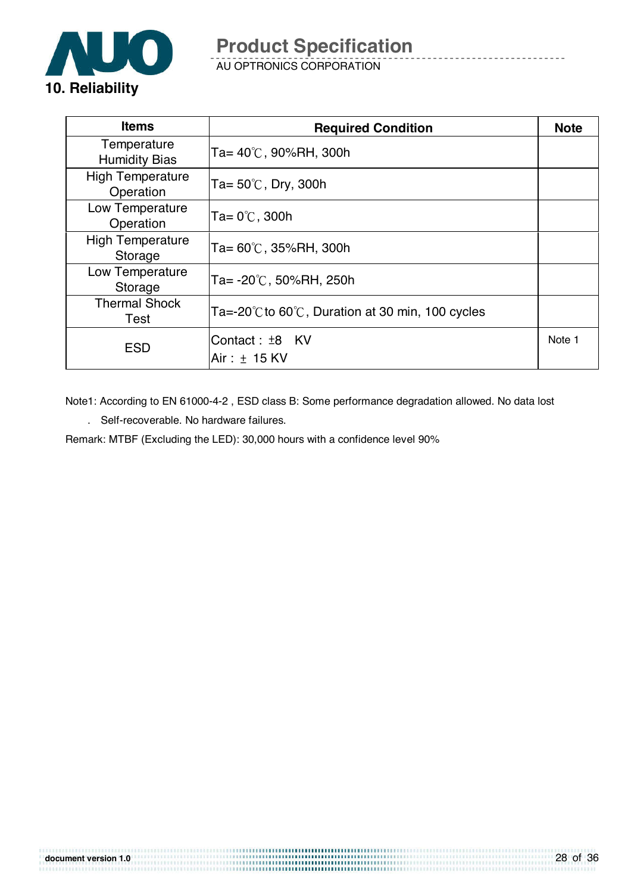## 10. Reliability

| Items | Required Condition | Note |
|---|---|---|
| Temperature Humidity Bias | Ta= 40℃, 90%RH, 300h | |
| High Temperature Operation | Ta= 50℃, Dry, 300h | |
| Low Temperature Operation | Ta= 0℃, 300h | |
| High Temperature Storage | Ta= 60℃, 35%RH, 300h | |
| Low Temperature Storage | Ta= -20℃, 50%RH, 250h | |
| Thermal Shock Test | Ta=-20℃to 60℃, Duration at 30 min, 100 cycles | |
| ESD | Contact : ±8 KV<br>Air : ± 15 KV | Note 1 |

Note1: According to EN 61000-4-2 , ESD class B: Some performance degradation allowed. No data lost

. Self-recoverable. No hardware failures.

Remark: MTBF (Excluding the LED): 30,000 hours with a confidence level 90%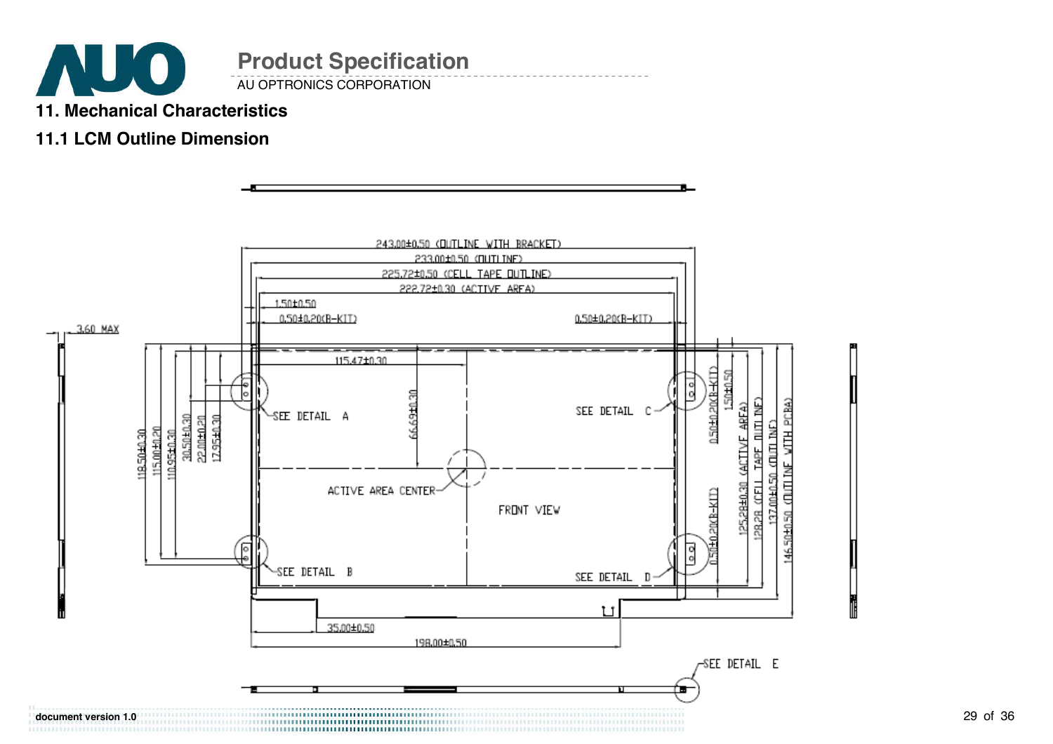## 11. Mechanical Characteristics

### 11.1 LCM Outline Dimension

243.00±0.50 (OUTLINE WITH BRACKET)

233.00±0.50 (OUTLINE)

225.72±0.50 (CELL TAPE OUTLINE)

222.72±0.30 (ACTIVE AREA)

1.50±0.50

0.50±0.20(B-KIT)

0.50±0.20(B-KIT)

3.60 MAX

115.47±0.30

66.69±0.30

118.50±0.30

115.00±0.20

110.95±0.30

30.50±0.30

22.00±0.20

17.95±0.30

SEE DETAIL A

SEE DETAIL C

ACTIVE AREA CENTER

FRONT VIEW

SEE DETAIL B

SEE DETAIL D

0.50±0.20(B-KIT)

1.50±0.50

0.50±0.20(B-KIT)

125.28±0.30 (ACTIVE AREA)

128.28 (CELL TAPE OUTLINE)

137.00±0.50 (OUTLINE)

146.50±0.50 (OUTLINE WITH PCBA)

35.00±0.50

198.00±0.50

SEE DETAIL E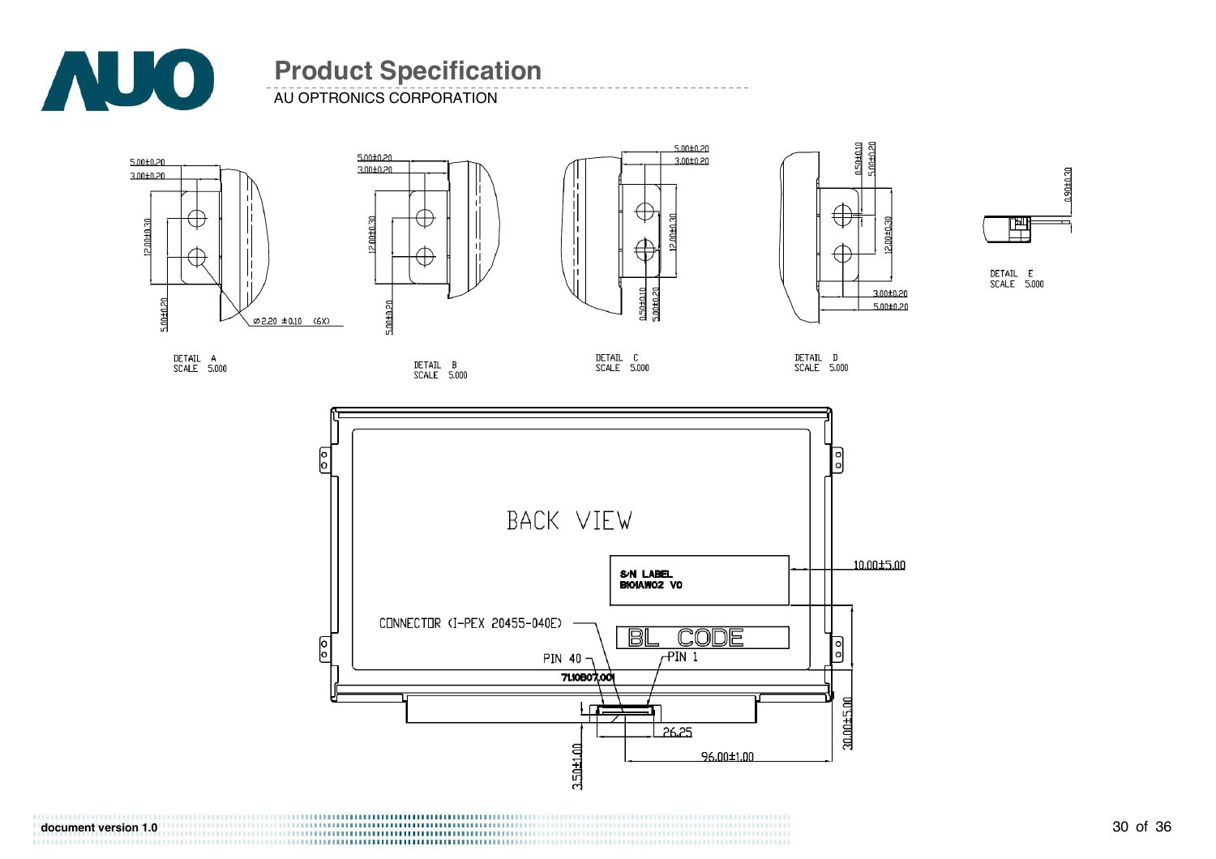# Product Specification

AU OPTRONICS CORPORATION

5.00±0.20
3.00±0.20
12.00±0.30
5.00±0.20
⌀2.20 ±0.10 (6X)

DETAIL A
SCALE 5.000

5.00±0.20
3.00±0.20
12.00±0.30
5.00±0.20

DETAIL B
SCALE 5.000

5.00±0.20
3.00±0.20
12.00±0.30
0.50±0.10
5.00±0.20

DETAIL C
SCALE 5.000

0.50±0.10
5.00±0.20
12.00±0.30
3.00±0.20
5.00±0.20

DETAIL D
SCALE 5.000

0.90±0.30

DETAIL E
SCALE 5.000

BACK VIEW

S/N LABEL
B101AW02 V0

10.00±5.00

CONNECTOR (I-PEX 20455-040E)

BL CODE

PIN 40
PIN 1

71.10B07.001

26.25
96.00±1.00
3.50±1.00
30.00±5.00

document version 1.0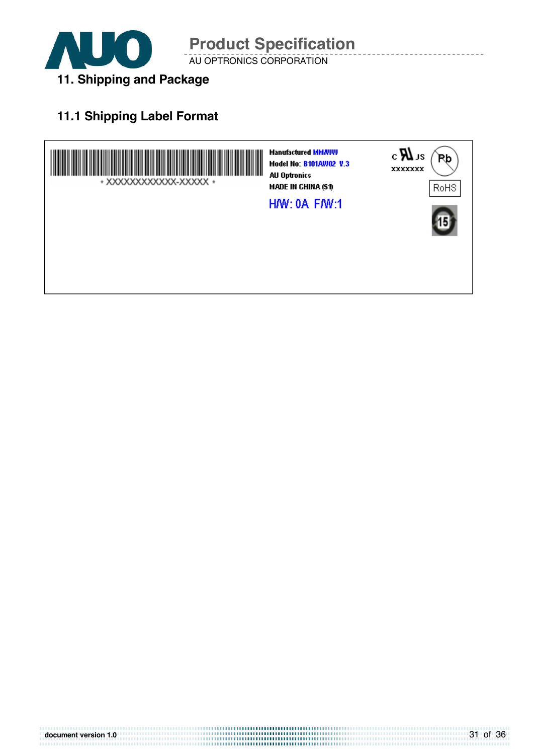## 11. Shipping and Package

### 11.1 Shipping Label Format

\* XXXXXXXXXXXX-XXXXX \*

Manufactured MM/WW
Model No: B101AW02 V.3
AU Optronics
MADE IN CHINA (S1)

H/W: 0A F/W:1

c UL us
xxxxxxx

Pb

RoHS

15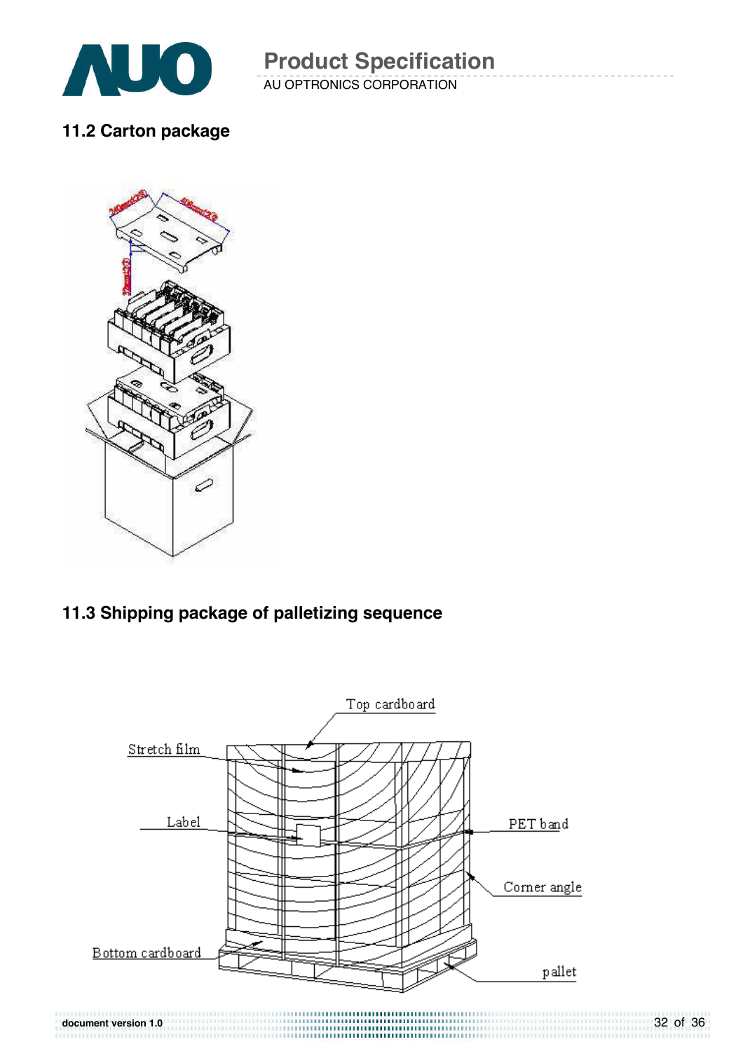## 11.2 Carton package

## 11.3 Shipping package of palletizing sequence

Top cardboard

Stretch film

Label

PET band

Corner angle

Bottom cardboard

pallet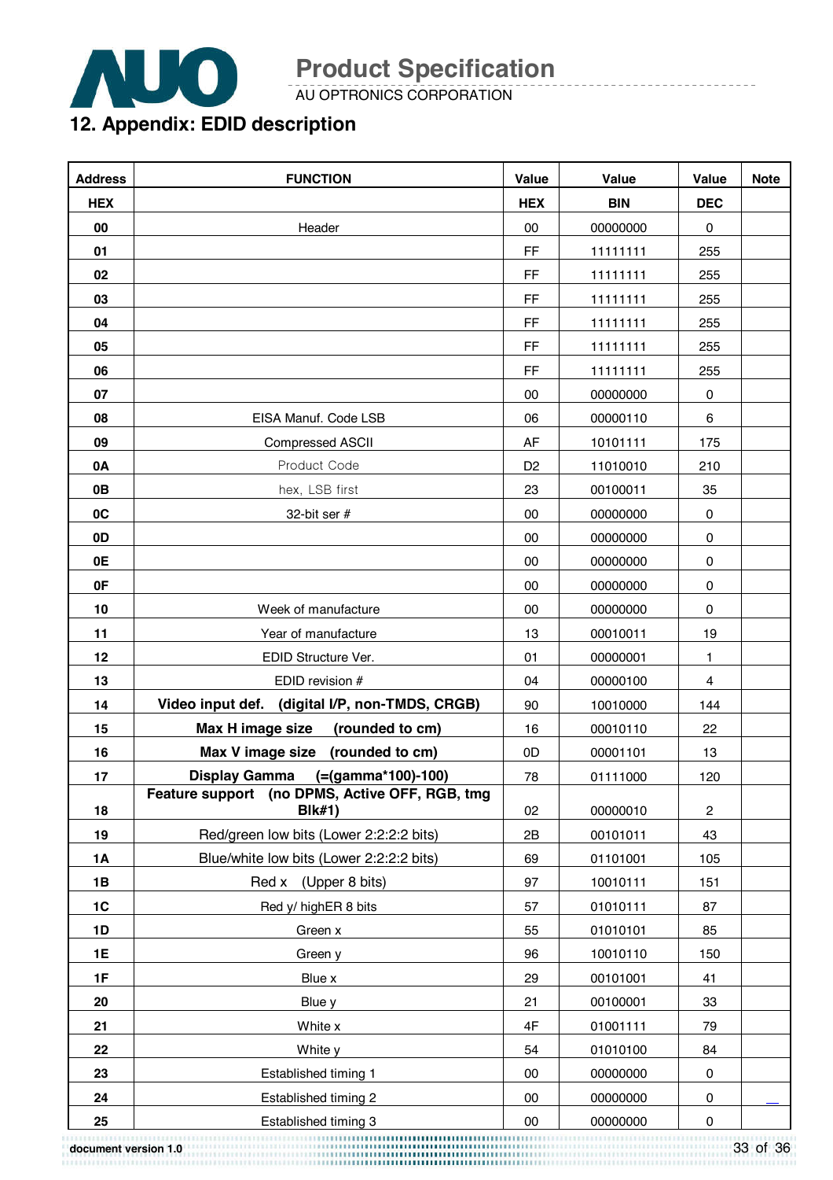## 12. Appendix: EDID description

| Address | FUNCTION | Value | Value | Value | Note |
|---|---|---|---|---|---|
| HEX | | HEX | BIN | DEC | |
| 00 | Header | 00 | 00000000 | 0 | |
| 01 | | FF | 11111111 | 255 | |
| 02 | | FF | 11111111 | 255 | |
| 03 | | FF | 11111111 | 255 | |
| 04 | | FF | 11111111 | 255 | |
| 05 | | FF | 11111111 | 255 | |
| 06 | | FF | 11111111 | 255 | |
| 07 | | 00 | 00000000 | 0 | |
| 08 | EISA Manuf. Code LSB | 06 | 00000110 | 6 | |
| 09 | Compressed ASCII | AF | 10101111 | 175 | |
| 0A | Product Code | D2 | 11010010 | 210 | |
| 0B | hex, LSB first | 23 | 00100011 | 35 | |
| 0C | 32-bit ser # | 00 | 00000000 | 0 | |
| 0D | | 00 | 00000000 | 0 | |
| 0E | | 00 | 00000000 | 0 | |
| 0F | | 00 | 00000000 | 0 | |
| 10 | Week of manufacture | 00 | 00000000 | 0 | |
| 11 | Year of manufacture | 13 | 00010011 | 19 | |
| 12 | EDID Structure Ver. | 01 | 00000001 | 1 | |
| 13 | EDID revision # | 04 | 00000100 | 4 | |
| 14 | **Video input def. (digital I/P, non-TMDS, CRGB)** | 90 | 10010000 | 144 | |
| 15 | **Max H image size (rounded to cm)** | 16 | 00010110 | 22 | |
| 16 | **Max V image size (rounded to cm)** | 0D | 00001101 | 13 | |
| 17 | **Display Gamma (=(gamma*100)-100)** | 78 | 01111000 | 120 | |
| 18 | **Feature support (no DPMS, Active OFF, RGB, tmg Blk#1)** | 02 | 00000010 | 2 | |
| 19 | Red/green low bits (Lower 2:2:2:2 bits) | 2B | 00101011 | 43 | |
| 1A | Blue/white low bits (Lower 2:2:2:2 bits) | 69 | 01101001 | 105 | |
| 1B | Red x (Upper 8 bits) | 97 | 10010111 | 151 | |
| 1C | Red y/ highER 8 bits | 57 | 01010111 | 87 | |
| 1D | Green x | 55 | 01010101 | 85 | |
| 1E | Green y | 96 | 10010110 | 150 | |
| 1F | Blue x | 29 | 00101001 | 41 | |
| 20 | Blue y | 21 | 00100001 | 33 | |
| 21 | White x | 4F | 01001111 | 79 | |
| 22 | White y | 54 | 01010100 | 84 | |
| 23 | Established timing 1 | 00 | 00000000 | 0 | |
| 24 | Established timing 2 | 00 | 00000000 | 0 | |
| 25 | Established timing 3 | 00 | 00000000 | 0 | |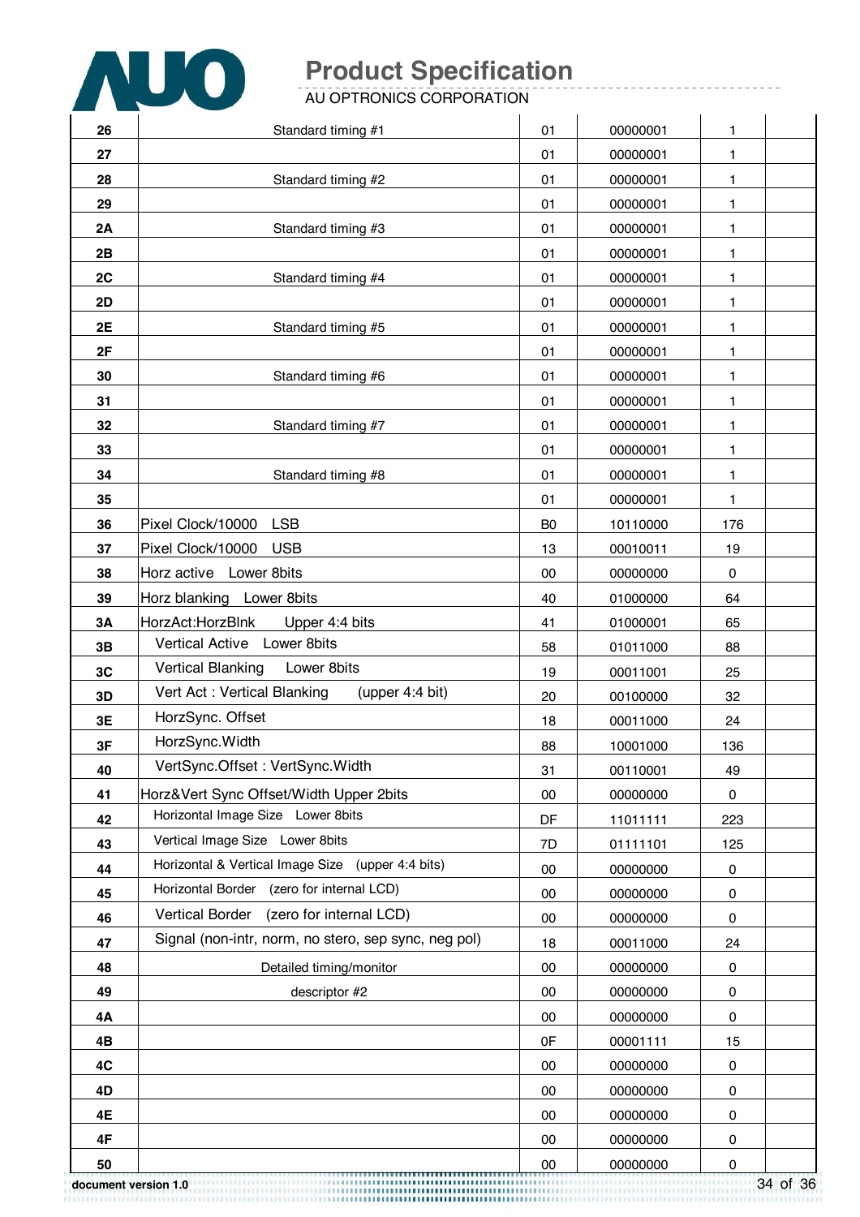| | | | | | |
|---|---|---|---|---|---|
| 26 | Standard timing #1 | 01 | 00000001 | 1 | |
| 27 | | 01 | 00000001 | 1 | |
| 28 | Standard timing #2 | 01 | 00000001 | 1 | |
| 29 | | 01 | 00000001 | 1 | |
| 2A | Standard timing #3 | 01 | 00000001 | 1 | |
| 2B | | 01 | 00000001 | 1 | |
| 2C | Standard timing #4 | 01 | 00000001 | 1 | |
| 2D | | 01 | 00000001 | 1 | |
| 2E | Standard timing #5 | 01 | 00000001 | 1 | |
| 2F | | 01 | 00000001 | 1 | |
| 30 | Standard timing #6 | 01 | 00000001 | 1 | |
| 31 | | 01 | 00000001 | 1 | |
| 32 | Standard timing #7 | 01 | 00000001 | 1 | |
| 33 | | 01 | 00000001 | 1 | |
| 34 | Standard timing #8 | 01 | 00000001 | 1 | |
| 35 | | 01 | 00000001 | 1 | |
| 36 | Pixel Clock/10000 LSB | B0 | 10110000 | 176 | |
| 37 | Pixel Clock/10000 USB | 13 | 00010011 | 19 | |
| 38 | Horz active Lower 8bits | 00 | 00000000 | 0 | |
| 39 | Horz blanking Lower 8bits | 40 | 01000000 | 64 | |
| 3A | HorzAct:HorzBlnk Upper 4:4 bits | 41 | 01000001 | 65 | |
| 3B | Vertical Active Lower 8bits | 58 | 01011000 | 88 | |
| 3C | Vertical Blanking Lower 8bits | 19 | 00011001 | 25 | |
| 3D | Vert Act : Vertical Blanking (upper 4:4 bit) | 20 | 00100000 | 32 | |
| 3E | HorzSync. Offset | 18 | 00011000 | 24 | |
| 3F | HorzSync.Width | 88 | 10001000 | 136 | |
| 40 | VertSync.Offset : VertSync.Width | 31 | 00110001 | 49 | |
| 41 | Horz&Vert Sync Offset/Width Upper 2bits | 00 | 00000000 | 0 | |
| 42 | Horizontal Image Size Lower 8bits | DF | 11011111 | 223 | |
| 43 | Vertical Image Size Lower 8bits | 7D | 01111101 | 125 | |
| 44 | Horizontal & Vertical Image Size (upper 4:4 bits) | 00 | 00000000 | 0 | |
| 45 | Horizontal Border (zero for internal LCD) | 00 | 00000000 | 0 | |
| 46 | Vertical Border (zero for internal LCD) | 00 | 00000000 | 0 | |
| 47 | Signal (non-intr, norm, no stero, sep sync, neg pol) | 18 | 00011000 | 24 | |
| 48 | Detailed timing/monitor | 00 | 00000000 | 0 | |
| 49 | descriptor #2 | 00 | 00000000 | 0 | |
| 4A | | 00 | 00000000 | 0 | |
| 4B | | 0F | 00001111 | 15 | |
| 4C | | 00 | 00000000 | 0 | |
| 4D | | 00 | 00000000 | 0 | |
| 4E | | 00 | 00000000 | 0 | |
| 4F | | 00 | 00000000 | 0 | |
| 50 | | 00 | 00000000 | 0 | |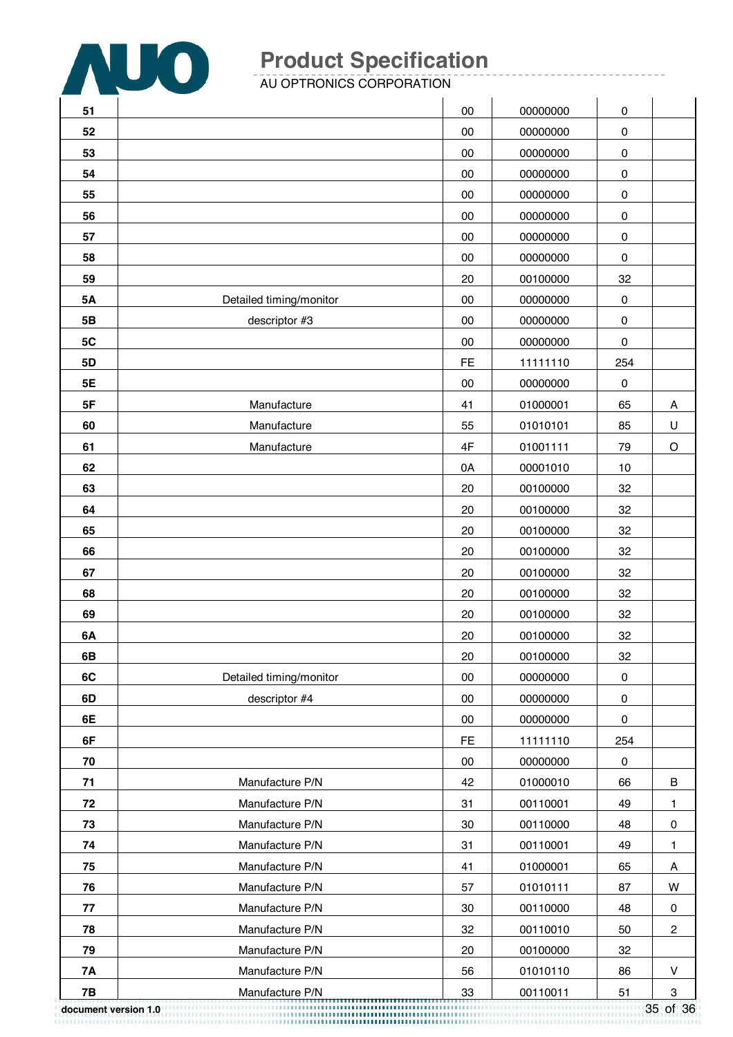| | | | | | |
|---|---|---|---|---|---|
| 51 | | 00 | 00000000 | 0 | |
| 52 | | 00 | 00000000 | 0 | |
| 53 | | 00 | 00000000 | 0 | |
| 54 | | 00 | 00000000 | 0 | |
| 55 | | 00 | 00000000 | 0 | |
| 56 | | 00 | 00000000 | 0 | |
| 57 | | 00 | 00000000 | 0 | |
| 58 | | 00 | 00000000 | 0 | |
| 59 | | 20 | 00100000 | 32 | |
| 5A | Detailed timing/monitor | 00 | 00000000 | 0 | |
| 5B | descriptor #3 | 00 | 00000000 | 0 | |
| 5C | | 00 | 00000000 | 0 | |
| 5D | | FE | 11111110 | 254 | |
| 5E | | 00 | 00000000 | 0 | |
| 5F | Manufacture | 41 | 01000001 | 65 | A |
| 60 | Manufacture | 55 | 01010101 | 85 | U |
| 61 | Manufacture | 4F | 01001111 | 79 | O |
| 62 | | 0A | 00001010 | 10 | |
| 63 | | 20 | 00100000 | 32 | |
| 64 | | 20 | 00100000 | 32 | |
| 65 | | 20 | 00100000 | 32 | |
| 66 | | 20 | 00100000 | 32 | |
| 67 | | 20 | 00100000 | 32 | |
| 68 | | 20 | 00100000 | 32 | |
| 69 | | 20 | 00100000 | 32 | |
| 6A | | 20 | 00100000 | 32 | |
| 6B | | 20 | 00100000 | 32 | |
| 6C | Detailed timing/monitor | 00 | 00000000 | 0 | |
| 6D | descriptor #4 | 00 | 00000000 | 0 | |
| 6E | | 00 | 00000000 | 0 | |
| 6F | | FE | 11111110 | 254 | |
| 70 | | 00 | 00000000 | 0 | |
| 71 | Manufacture P/N | 42 | 01000010 | 66 | B |
| 72 | Manufacture P/N | 31 | 00110001 | 49 | 1 |
| 73 | Manufacture P/N | 30 | 00110000 | 48 | 0 |
| 74 | Manufacture P/N | 31 | 00110001 | 49 | 1 |
| 75 | Manufacture P/N | 41 | 01000001 | 65 | A |
| 76 | Manufacture P/N | 57 | 01010111 | 87 | W |
| 77 | Manufacture P/N | 30 | 00110000 | 48 | 0 |
| 78 | Manufacture P/N | 32 | 00110010 | 50 | 2 |
| 79 | Manufacture P/N | 20 | 00100000 | 32 | |
| 7A | Manufacture P/N | 56 | 01010110 | 86 | V |
| 7B | Manufacture P/N | 33 | 00110011 | 51 | 3 |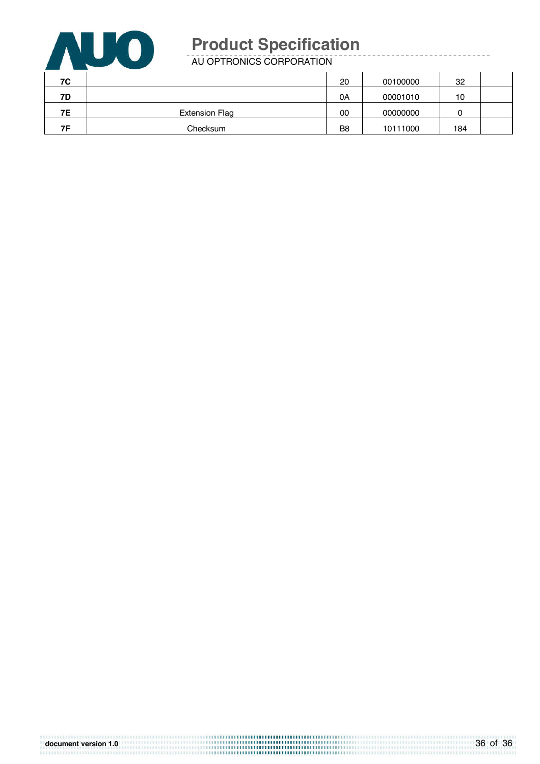| | | | | | |
|---|---|---|---|---|---|
| **7C** | | 20 | 00100000 | 32 | |
| **7D** | | 0A | 00001010 | 10 | |
| **7E** | Extension Flag | 00 | 00000000 | 0 | |
| **7F** | Checksum | B8 | 10111000 | 184 | |